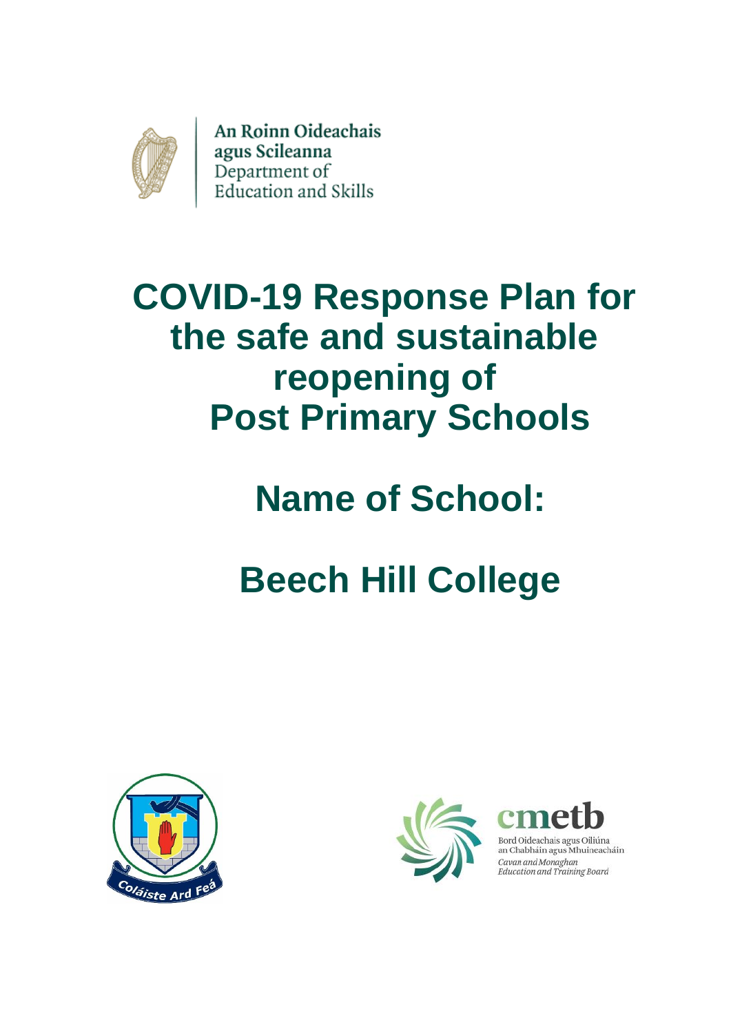An Roinn Oideachais agus Scileanna
Department of Education and Skills

# COVID-19 Response Plan for the safe and sustainable reopening of Post Primary Schools

# Name of School:

# Beech Hill College

Coláiste Ard Feá

cmetb
Bord Oideachais agus Oiliúna an Chabháin agus Mhuineacháin
*Cavan and Monaghan Education and Training Board*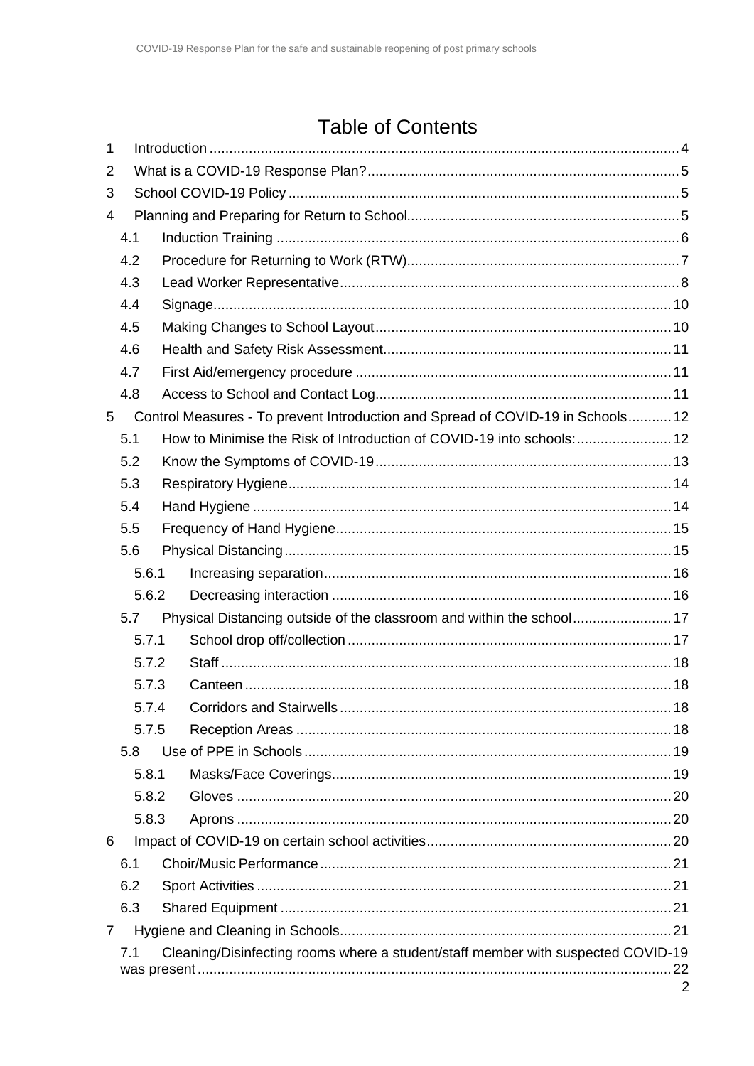# Table of Contents

1 Introduction ... 4
2 What is a COVID-19 Response Plan? ... 5
3 School COVID-19 Policy ... 5
4 Planning and Preparing for Return to School ... 5
  4.1 Induction Training ... 6
  4.2 Procedure for Returning to Work (RTW) ... 7
  4.3 Lead Worker Representative ... 8
  4.4 Signage ... 10
  4.5 Making Changes to School Layout ... 10
  4.6 Health and Safety Risk Assessment ... 11
  4.7 First Aid/emergency procedure ... 11
  4.8 Access to School and Contact Log ... 11
5 Control Measures - To prevent Introduction and Spread of COVID-19 in Schools ... 12
  5.1 How to Minimise the Risk of Introduction of COVID-19 into schools: ... 12
  5.2 Know the Symptoms of COVID-19 ... 13
  5.3 Respiratory Hygiene ... 14
  5.4 Hand Hygiene ... 14
  5.5 Frequency of Hand Hygiene ... 15
  5.6 Physical Distancing ... 15
    5.6.1 Increasing separation ... 16
    5.6.2 Decreasing interaction ... 16
  5.7 Physical Distancing outside of the classroom and within the school ... 17
    5.7.1 School drop off/collection ... 17
    5.7.2 Staff ... 18
    5.7.3 Canteen ... 18
    5.7.4 Corridors and Stairwells ... 18
    5.7.5 Reception Areas ... 18
  5.8 Use of PPE in Schools ... 19
    5.8.1 Masks/Face Coverings ... 19
    5.8.2 Gloves ... 20
    5.8.3 Aprons ... 20
6 Impact of COVID-19 on certain school activities ... 20
  6.1 Choir/Music Performance ... 21
  6.2 Sport Activities ... 21
  6.3 Shared Equipment ... 21
7 Hygiene and Cleaning in Schools ... 21
  7.1 Cleaning/Disinfecting rooms where a student/staff member with suspected COVID-19 was present ... 22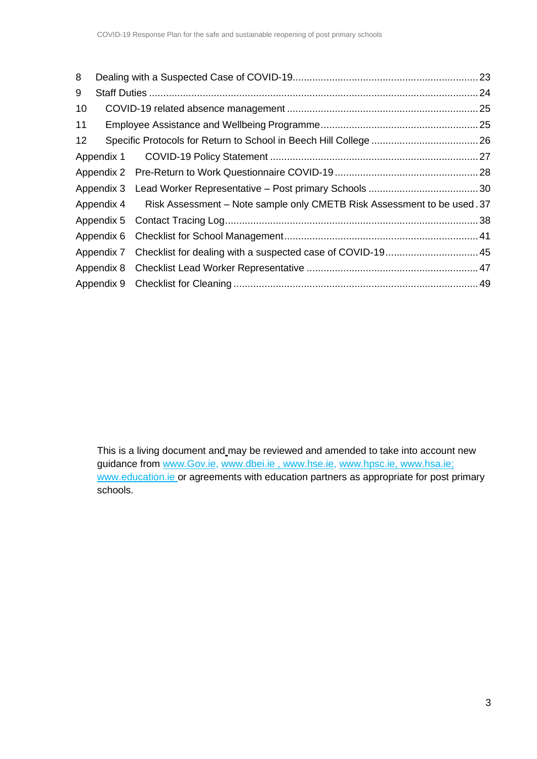| | | |
|---|---|---|
| 8 | Dealing with a Suspected Case of COVID-19 | 23 |
| 9 | Staff Duties | 24 |
| 10 | COVID-19 related absence management | 25 |
| 11 | Employee Assistance and Wellbeing Programme | 25 |
| 12 | Specific Protocols for Return to School in Beech Hill College | 26 |
| Appendix 1 | COVID-19 Policy Statement | 27 |
| Appendix 2 | Pre-Return to Work Questionnaire COVID-19 | 28 |
| Appendix 3 | Lead Worker Representative – Post primary Schools | 30 |
| Appendix 4 | Risk Assessment – Note sample only CMETB Risk Assessment to be used | 37 |
| Appendix 5 | Contact Tracing Log | 38 |
| Appendix 6 | Checklist for School Management | 41 |
| Appendix 7 | Checklist for dealing with a suspected case of COVID-19 | 45 |
| Appendix 8 | Checklist Lead Worker Representative | 47 |
| Appendix 9 | Checklist for Cleaning | 49 |

This is a living document and may be reviewed and amended to take into account new guidance from www.Gov.ie, www.dbei.ie , www.hse.ie, www.hpsc.ie, www.hsa.ie; www.education.ie or agreements with education partners as appropriate for post primary schools.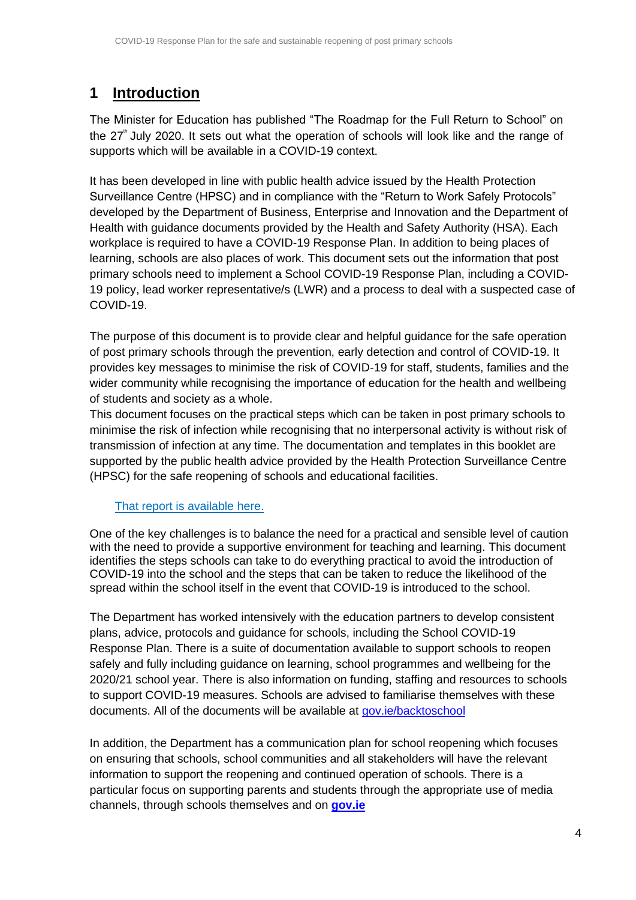# 1 Introduction

The Minister for Education has published "The Roadmap for the Full Return to School" on the 27th July 2020. It sets out what the operation of schools will look like and the range of supports which will be available in a COVID-19 context.

It has been developed in line with public health advice issued by the Health Protection Surveillance Centre (HPSC) and in compliance with the "Return to Work Safely Protocols" developed by the Department of Business, Enterprise and Innovation and the Department of Health with guidance documents provided by the Health and Safety Authority (HSA). Each workplace is required to have a COVID-19 Response Plan. In addition to being places of learning, schools are also places of work. This document sets out the information that post primary schools need to implement a School COVID-19 Response Plan, including a COVID-19 policy, lead worker representative/s (LWR) and a process to deal with a suspected case of COVID-19.

The purpose of this document is to provide clear and helpful guidance for the safe operation of post primary schools through the prevention, early detection and control of COVID-19. It provides key messages to minimise the risk of COVID-19 for staff, students, families and the wider community while recognising the importance of education for the health and wellbeing of students and society as a whole.

This document focuses on the practical steps which can be taken in post primary schools to minimise the risk of infection while recognising that no interpersonal activity is without risk of transmission of infection at any time. The documentation and templates in this booklet are supported by the public health advice provided by the Health Protection Surveillance Centre (HPSC) for the safe reopening of schools and educational facilities.

That report is available here.

One of the key challenges is to balance the need for a practical and sensible level of caution with the need to provide a supportive environment for teaching and learning. This document identifies the steps schools can take to do everything practical to avoid the introduction of COVID-19 into the school and the steps that can be taken to reduce the likelihood of the spread within the school itself in the event that COVID-19 is introduced to the school.

The Department has worked intensively with the education partners to develop consistent plans, advice, protocols and guidance for schools, including the School COVID-19 Response Plan. There is a suite of documentation available to support schools to reopen safely and fully including guidance on learning, school programmes and wellbeing for the 2020/21 school year. There is also information on funding, staffing and resources to schools to support COVID-19 measures. Schools are advised to familiarise themselves with these documents. All of the documents will be available at gov.ie/backtoschool

In addition, the Department has a communication plan for school reopening which focuses on ensuring that schools, school communities and all stakeholders will have the relevant information to support the reopening and continued operation of schools. There is a particular focus on supporting parents and students through the appropriate use of media channels, through schools themselves and on **gov.ie**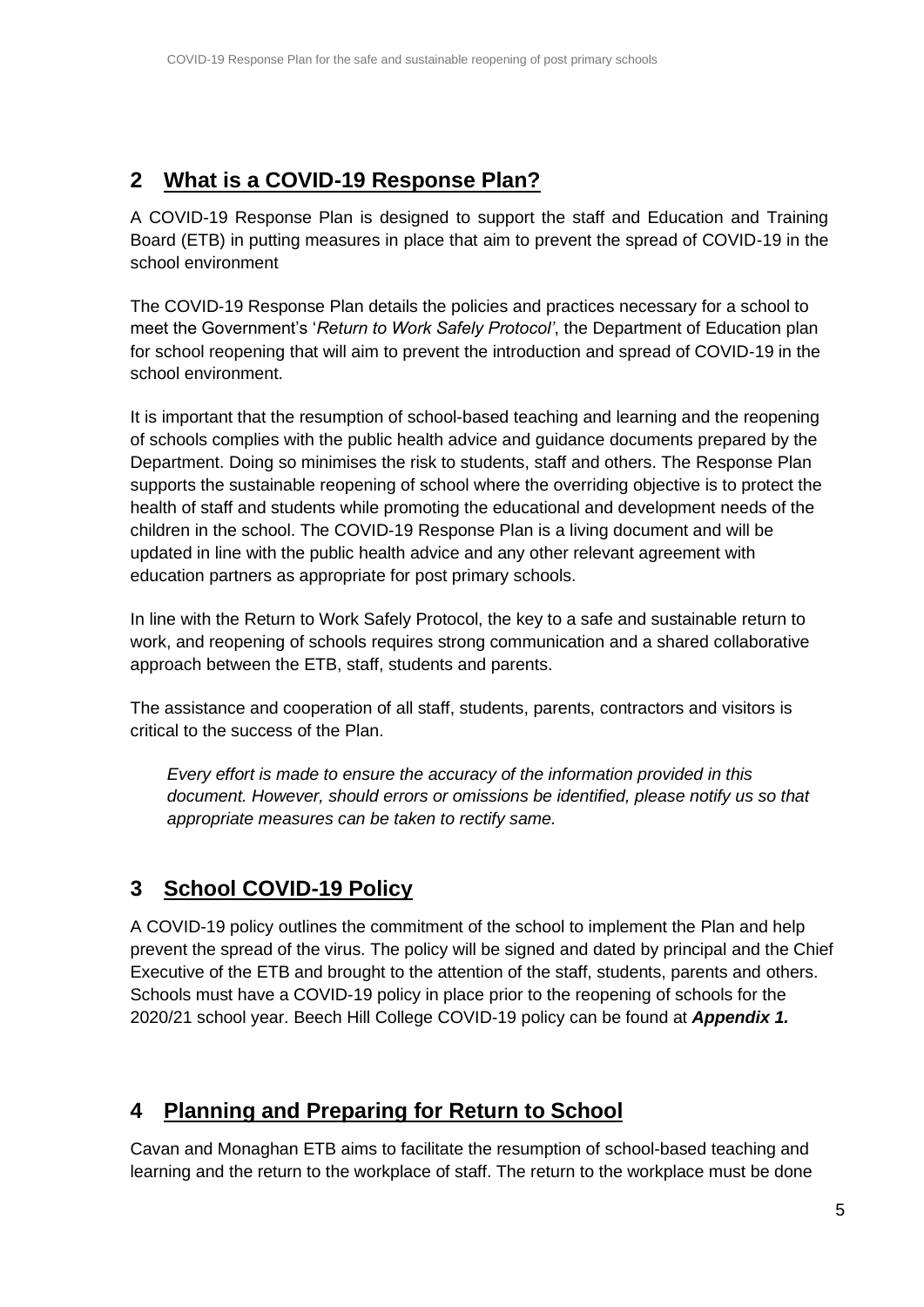## 2 What is a COVID-19 Response Plan?

A COVID-19 Response Plan is designed to support the staff and Education and Training Board (ETB) in putting measures in place that aim to prevent the spread of COVID-19 in the school environment

The COVID-19 Response Plan details the policies and practices necessary for a school to meet the Government's '*Return to Work Safely Protocol'*, the Department of Education plan for school reopening that will aim to prevent the introduction and spread of COVID-19 in the school environment.

It is important that the resumption of school-based teaching and learning and the reopening of schools complies with the public health advice and guidance documents prepared by the Department. Doing so minimises the risk to students, staff and others. The Response Plan supports the sustainable reopening of school where the overriding objective is to protect the health of staff and students while promoting the educational and development needs of the children in the school. The COVID-19 Response Plan is a living document and will be updated in line with the public health advice and any other relevant agreement with education partners as appropriate for post primary schools.

In line with the Return to Work Safely Protocol, the key to a safe and sustainable return to work, and reopening of schools requires strong communication and a shared collaborative approach between the ETB, staff, students and parents.

The assistance and cooperation of all staff, students, parents, contractors and visitors is critical to the success of the Plan.

> *Every effort is made to ensure the accuracy of the information provided in this document. However, should errors or omissions be identified, please notify us so that appropriate measures can be taken to rectify same.*

## 3 School COVID-19 Policy

A COVID-19 policy outlines the commitment of the school to implement the Plan and help prevent the spread of the virus. The policy will be signed and dated by principal and the Chief Executive of the ETB and brought to the attention of the staff, students, parents and others. Schools must have a COVID-19 policy in place prior to the reopening of schools for the 2020/21 school year. Beech Hill College COVID-19 policy can be found at ***Appendix 1.***

## 4 Planning and Preparing for Return to School

Cavan and Monaghan ETB aims to facilitate the resumption of school-based teaching and learning and the return to the workplace of staff. The return to the workplace must be done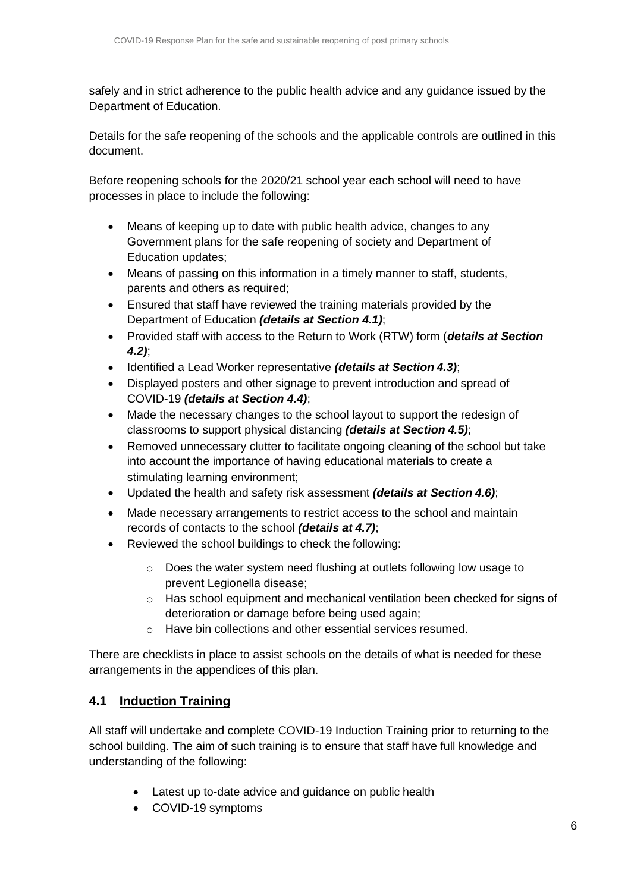safely and in strict adherence to the public health advice and any guidance issued by the Department of Education.

Details for the safe reopening of the schools and the applicable controls are outlined in this document.

Before reopening schools for the 2020/21 school year each school will need to have processes in place to include the following:

- Means of keeping up to date with public health advice, changes to any Government plans for the safe reopening of society and Department of Education updates;
- Means of passing on this information in a timely manner to staff, students, parents and others as required;
- Ensured that staff have reviewed the training materials provided by the Department of Education ***(details at Section 4.1)***;
- Provided staff with access to the Return to Work (RTW) form (***details at Section 4.2)***;
- Identified a Lead Worker representative ***(details at Section 4.3)***;
- Displayed posters and other signage to prevent introduction and spread of COVID-19 ***(details at Section 4.4)***;
- Made the necessary changes to the school layout to support the redesign of classrooms to support physical distancing ***(details at Section 4.5)***;
- Removed unnecessary clutter to facilitate ongoing cleaning of the school but take into account the importance of having educational materials to create a stimulating learning environment;
- Updated the health and safety risk assessment ***(details at Section 4.6)***;
- Made necessary arrangements to restrict access to the school and maintain records of contacts to the school ***(details at 4.7)***;
- Reviewed the school buildings to check the following:
    - Does the water system need flushing at outlets following low usage to prevent Legionella disease;
    - Has school equipment and mechanical ventilation been checked for signs of deterioration or damage before being used again;
    - Have bin collections and other essential services resumed.

There are checklists in place to assist schools on the details of what is needed for these arrangements in the appendices of this plan.

## 4.1 Induction Training

All staff will undertake and complete COVID-19 Induction Training prior to returning to the school building. The aim of such training is to ensure that staff have full knowledge and understanding of the following:

- Latest up to-date advice and guidance on public health
- COVID-19 symptoms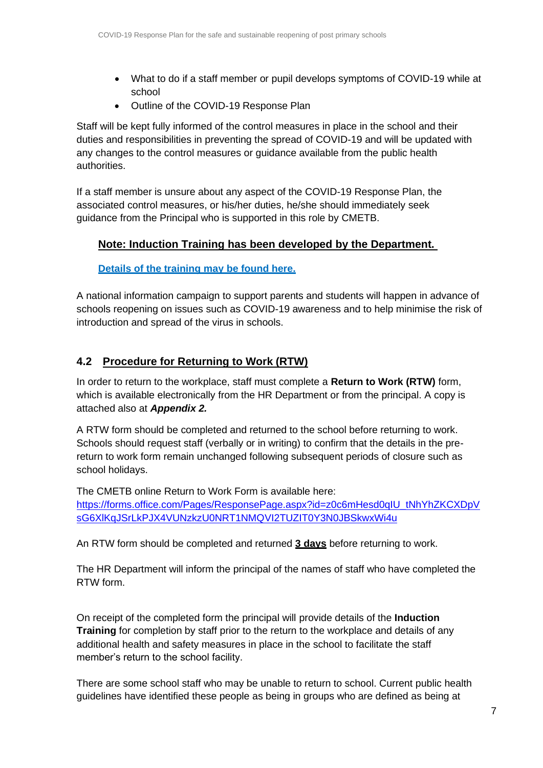- What to do if a staff member or pupil develops symptoms of COVID-19 while at school
- Outline of the COVID-19 Response Plan

Staff will be kept fully informed of the control measures in place in the school and their duties and responsibilities in preventing the spread of COVID-19 and will be updated with any changes to the control measures or guidance available from the public health authorities.

If a staff member is unsure about any aspect of the COVID-19 Response Plan, the associated control measures, or his/her duties, he/she should immediately seek guidance from the Principal who is supported in this role by CMETB.

**Note: Induction Training has been developed by the Department.**

**Details of the training may be found here.**

A national information campaign to support parents and students will happen in advance of schools reopening on issues such as COVID-19 awareness and to help minimise the risk of introduction and spread of the virus in schools.

## 4.2 Procedure for Returning to Work (RTW)

In order to return to the workplace, staff must complete a **Return to Work (RTW)** form, which is available electronically from the HR Department or from the principal. A copy is attached also at ***Appendix 2.***

A RTW form should be completed and returned to the school before returning to work. Schools should request staff (verbally or in writing) to confirm that the details in the pre-return to work form remain unchanged following subsequent periods of closure such as school holidays.

The CMETB online Return to Work Form is available here:
https://forms.office.com/Pages/ResponsePage.aspx?id=z0c6mHesd0qIU_tNhYhZKCXDpVsG6XlKqJSrLkPJX4VUNzkzU0NRT1NMQVI2TUZIT0Y3N0JBSkwxWi4u

An RTW form should be completed and returned **3 days** before returning to work.

The HR Department will inform the principal of the names of staff who have completed the RTW form.

On receipt of the completed form the principal will provide details of the **Induction Training** for completion by staff prior to the return to the workplace and details of any additional health and safety measures in place in the school to facilitate the staff member's return to the school facility.

There are some school staff who may be unable to return to school. Current public health guidelines have identified these people as being in groups who are defined as being at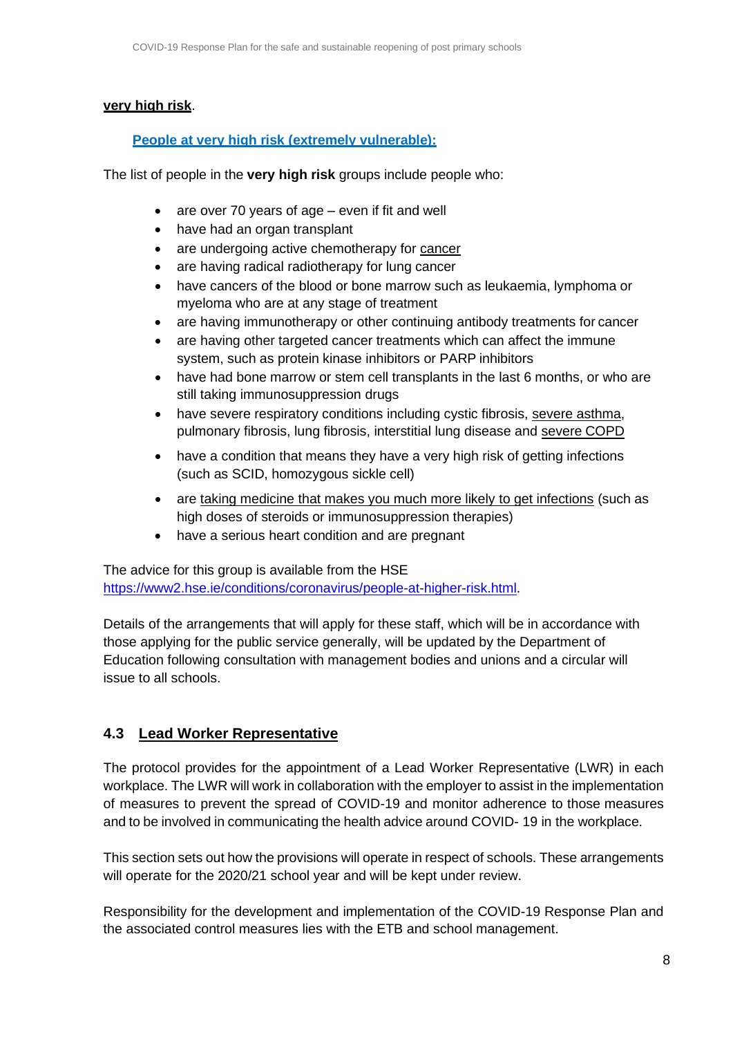**very high risk**.

**People at very high risk (extremely vulnerable):**

The list of people in the **very high risk** groups include people who:

- are over 70 years of age – even if fit and well
- have had an organ transplant
- are undergoing active chemotherapy for cancer
- are having radical radiotherapy for lung cancer
- have cancers of the blood or bone marrow such as leukaemia, lymphoma or myeloma who are at any stage of treatment
- are having immunotherapy or other continuing antibody treatments for cancer
- are having other targeted cancer treatments which can affect the immune system, such as protein kinase inhibitors or PARP inhibitors
- have had bone marrow or stem cell transplants in the last 6 months, or who are still taking immunosuppression drugs
- have severe respiratory conditions including cystic fibrosis, severe asthma, pulmonary fibrosis, lung fibrosis, interstitial lung disease and severe COPD
- have a condition that means they have a very high risk of getting infections (such as SCID, homozygous sickle cell)
- are taking medicine that makes you much more likely to get infections (such as high doses of steroids or immunosuppression therapies)
- have a serious heart condition and are pregnant

The advice for this group is available from the HSE https://www2.hse.ie/conditions/coronavirus/people-at-higher-risk.html.

Details of the arrangements that will apply for these staff, which will be in accordance with those applying for the public service generally, will be updated by the Department of Education following consultation with management bodies and unions and a circular will issue to all schools.

## 4.3 Lead Worker Representative

The protocol provides for the appointment of a Lead Worker Representative (LWR) in each workplace. The LWR will work in collaboration with the employer to assist in the implementation of measures to prevent the spread of COVID-19 and monitor adherence to those measures and to be involved in communicating the health advice around COVID- 19 in the workplace.

This section sets out how the provisions will operate in respect of schools. These arrangements will operate for the 2020/21 school year and will be kept under review.

Responsibility for the development and implementation of the COVID-19 Response Plan and the associated control measures lies with the ETB and school management.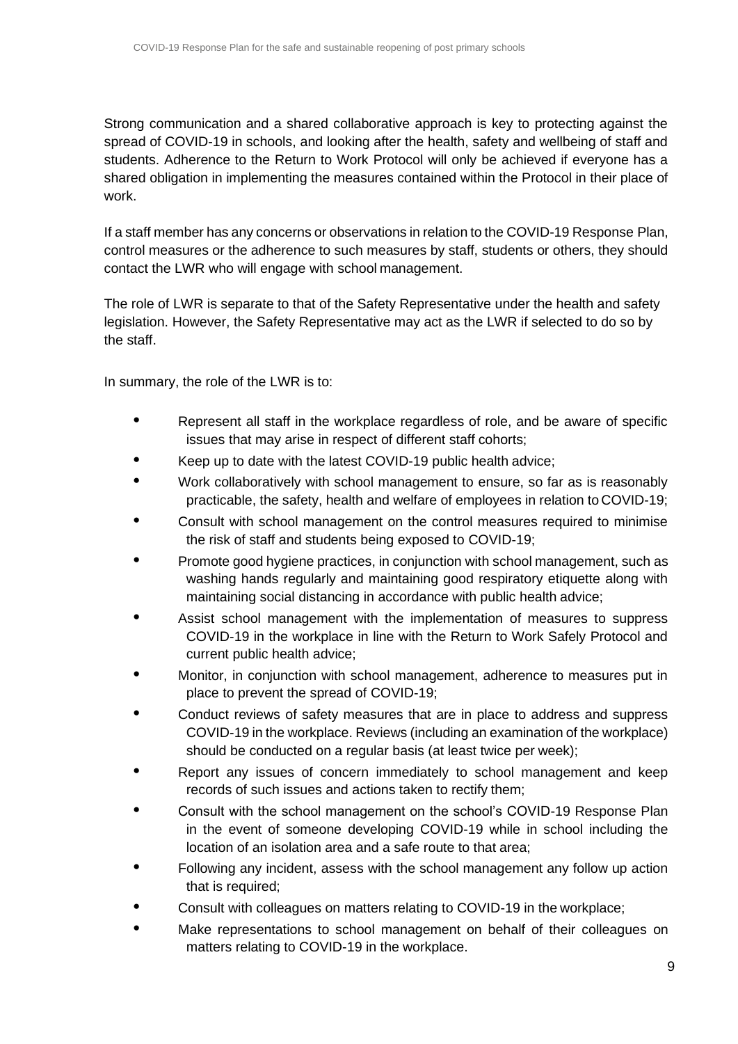Strong communication and a shared collaborative approach is key to protecting against the spread of COVID-19 in schools, and looking after the health, safety and wellbeing of staff and students. Adherence to the Return to Work Protocol will only be achieved if everyone has a shared obligation in implementing the measures contained within the Protocol in their place of work.

If a staff member has any concerns or observations in relation to the COVID-19 Response Plan, control measures or the adherence to such measures by staff, students or others, they should contact the LWR who will engage with school management.

The role of LWR is separate to that of the Safety Representative under the health and safety legislation. However, the Safety Representative may act as the LWR if selected to do so by the staff.

In summary, the role of the LWR is to:

- Represent all staff in the workplace regardless of role, and be aware of specific issues that may arise in respect of different staff cohorts;
- Keep up to date with the latest COVID-19 public health advice;
- Work collaboratively with school management to ensure, so far as is reasonably practicable, the safety, health and welfare of employees in relation to COVID-19;
- Consult with school management on the control measures required to minimise the risk of staff and students being exposed to COVID-19;
- Promote good hygiene practices, in conjunction with school management, such as washing hands regularly and maintaining good respiratory etiquette along with maintaining social distancing in accordance with public health advice;
- Assist school management with the implementation of measures to suppress COVID-19 in the workplace in line with the Return to Work Safely Protocol and current public health advice;
- Monitor, in conjunction with school management, adherence to measures put in place to prevent the spread of COVID-19;
- Conduct reviews of safety measures that are in place to address and suppress COVID-19 in the workplace. Reviews (including an examination of the workplace) should be conducted on a regular basis (at least twice per week);
- Report any issues of concern immediately to school management and keep records of such issues and actions taken to rectify them;
- Consult with the school management on the school's COVID-19 Response Plan in the event of someone developing COVID-19 while in school including the location of an isolation area and a safe route to that area;
- Following any incident, assess with the school management any follow up action that is required;
- Consult with colleagues on matters relating to COVID-19 in the workplace;
- Make representations to school management on behalf of their colleagues on matters relating to COVID-19 in the workplace.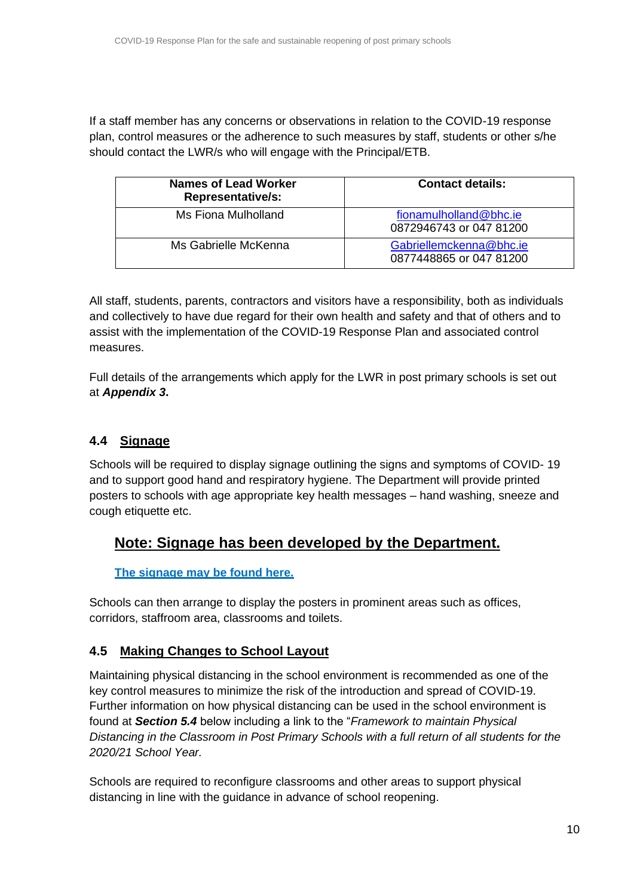If a staff member has any concerns or observations in relation to the COVID-19 response plan, control measures or the adherence to such measures by staff, students or other s/he should contact the LWR/s who will engage with the Principal/ETB.

| Names of Lead Worker Representative/s: | Contact details: |
| --- | --- |
| Ms Fiona Mulholland | fionamulholland@bhc.ie<br>0872946743 or 047 81200 |
| Ms Gabrielle McKenna | Gabriellemckenna@bhc.ie<br>0877448865 or 047 81200 |

All staff, students, parents, contractors and visitors have a responsibility, both as individuals and collectively to have due regard for their own health and safety and that of others and to assist with the implementation of the COVID-19 Response Plan and associated control measures.

Full details of the arrangements which apply for the LWR in post primary schools is set out at ***Appendix 3*.**

### 4.4 Signage

Schools will be required to display signage outlining the signs and symptoms of COVID- 19 and to support good hand and respiratory hygiene. The Department will provide printed posters to schools with age appropriate key health messages – hand washing, sneeze and cough etiquette etc.

## Note: Signage has been developed by the Department.

**The signage may be found here.**

Schools can then arrange to display the posters in prominent areas such as offices, corridors, staffroom area, classrooms and toilets.

### 4.5 Making Changes to School Layout

Maintaining physical distancing in the school environment is recommended as one of the key control measures to minimize the risk of the introduction and spread of COVID-19. Further information on how physical distancing can be used in the school environment is found at ***Section 5.4*** below including a link to the "*Framework to maintain Physical Distancing in the Classroom in Post Primary Schools with a full return of all students for the 2020/21 School Year.*

Schools are required to reconfigure classrooms and other areas to support physical distancing in line with the guidance in advance of school reopening.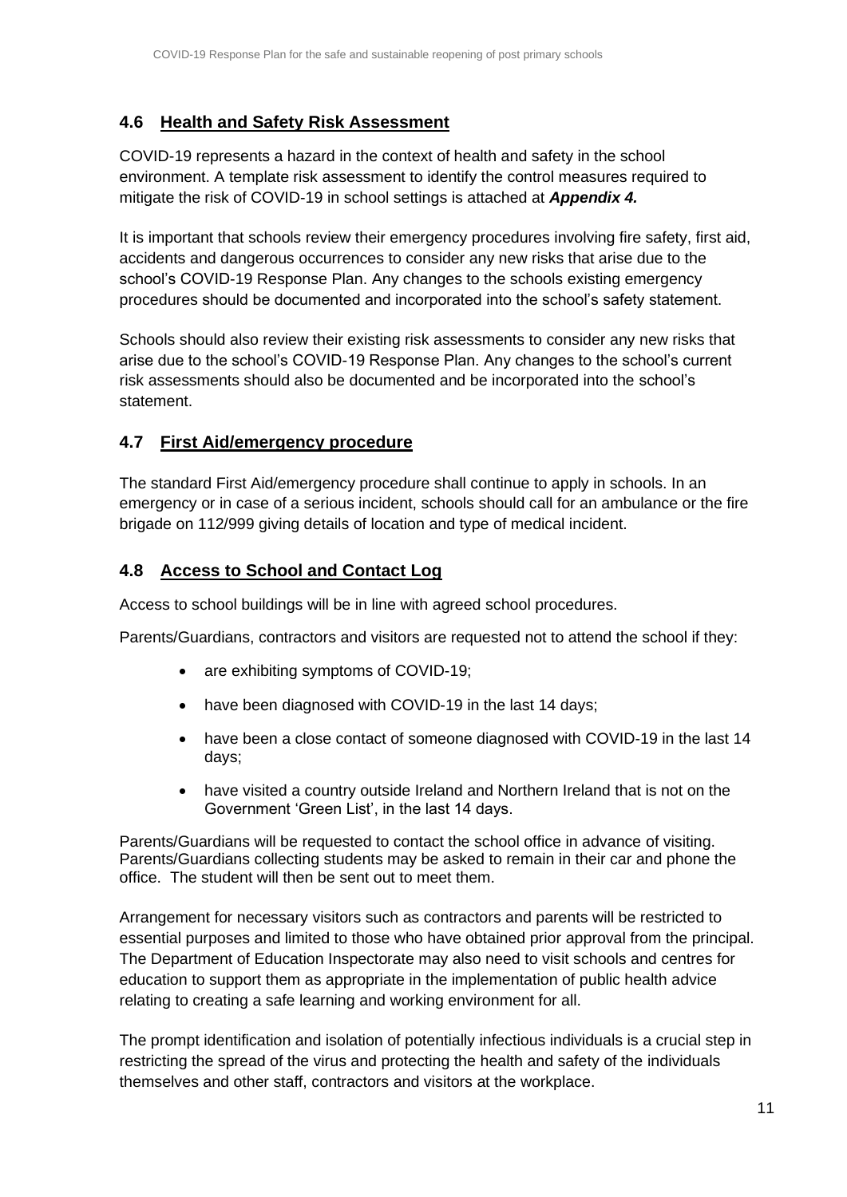## 4.6 <u>Health and Safety Risk Assessment</u>

COVID-19 represents a hazard in the context of health and safety in the school environment. A template risk assessment to identify the control measures required to mitigate the risk of COVID-19 in school settings is attached at ***Appendix 4.***

It is important that schools review their emergency procedures involving fire safety, first aid, accidents and dangerous occurrences to consider any new risks that arise due to the school's COVID-19 Response Plan. Any changes to the schools existing emergency procedures should be documented and incorporated into the school's safety statement.

Schools should also review their existing risk assessments to consider any new risks that arise due to the school's COVID-19 Response Plan. Any changes to the school's current risk assessments should also be documented and be incorporated into the school's statement.

## 4.7 <u>First Aid/emergency procedure</u>

The standard First Aid/emergency procedure shall continue to apply in schools. In an emergency or in case of a serious incident, schools should call for an ambulance or the fire brigade on 112/999 giving details of location and type of medical incident.

## 4.8 <u>Access to School and Contact Log</u>

Access to school buildings will be in line with agreed school procedures.

Parents/Guardians, contractors and visitors are requested not to attend the school if they:

- are exhibiting symptoms of COVID-19;
- have been diagnosed with COVID-19 in the last 14 days;
- have been a close contact of someone diagnosed with COVID-19 in the last 14 days;
- have visited a country outside Ireland and Northern Ireland that is not on the Government 'Green List', in the last 14 days.

Parents/Guardians will be requested to contact the school office in advance of visiting. Parents/Guardians collecting students may be asked to remain in their car and phone the office. The student will then be sent out to meet them.

Arrangement for necessary visitors such as contractors and parents will be restricted to essential purposes and limited to those who have obtained prior approval from the principal. The Department of Education Inspectorate may also need to visit schools and centres for education to support them as appropriate in the implementation of public health advice relating to creating a safe learning and working environment for all.

The prompt identification and isolation of potentially infectious individuals is a crucial step in restricting the spread of the virus and protecting the health and safety of the individuals themselves and other staff, contractors and visitors at the workplace.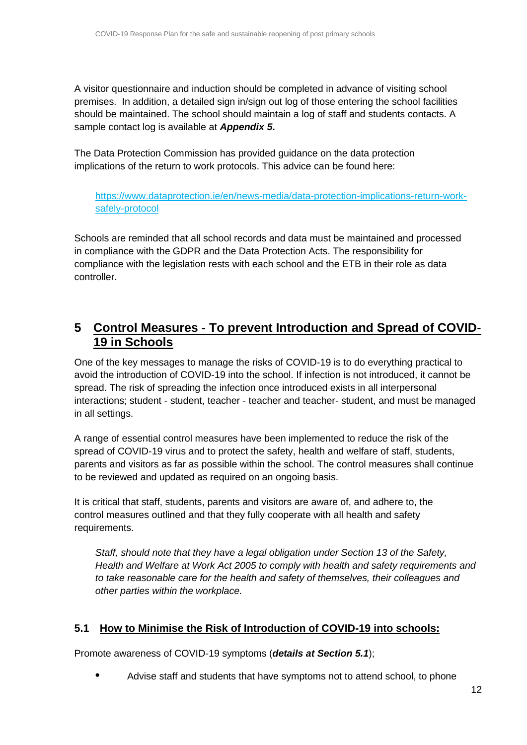A visitor questionnaire and induction should be completed in advance of visiting school premises. In addition, a detailed sign in/sign out log of those entering the school facilities should be maintained. The school should maintain a log of staff and students contacts. A sample contact log is available at ***Appendix 5*.**

The Data Protection Commission has provided guidance on the data protection implications of the return to work protocols. This advice can be found here:

> [https://www.dataprotection.ie/en/news-media/data-protection-implications-return-work-safely-protocol](https://www.dataprotection.ie/en/news-media/data-protection-implications-return-work-safely-protocol)

Schools are reminded that all school records and data must be maintained and processed in compliance with the GDPR and the Data Protection Acts. The responsibility for compliance with the legislation rests with each school and the ETB in their role as data controller.

## 5 Control Measures - To prevent Introduction and Spread of COVID-19 in Schools

One of the key messages to manage the risks of COVID-19 is to do everything practical to avoid the introduction of COVID-19 into the school. If infection is not introduced, it cannot be spread. The risk of spreading the infection once introduced exists in all interpersonal interactions; student - student, teacher - teacher and teacher- student, and must be managed in all settings.

A range of essential control measures have been implemented to reduce the risk of the spread of COVID-19 virus and to protect the safety, health and welfare of staff, students, parents and visitors as far as possible within the school. The control measures shall continue to be reviewed and updated as required on an ongoing basis.

It is critical that staff, students, parents and visitors are aware of, and adhere to, the control measures outlined and that they fully cooperate with all health and safety requirements.

> *Staff, should note that they have a legal obligation under Section 13 of the Safety, Health and Welfare at Work Act 2005 to comply with health and safety requirements and to take reasonable care for the health and safety of themselves, their colleagues and other parties within the workplace.*

### 5.1 How to Minimise the Risk of Introduction of COVID-19 into schools:

Promote awareness of COVID-19 symptoms (***details at Section 5.1***);

- Advise staff and students that have symptoms not to attend school, to phone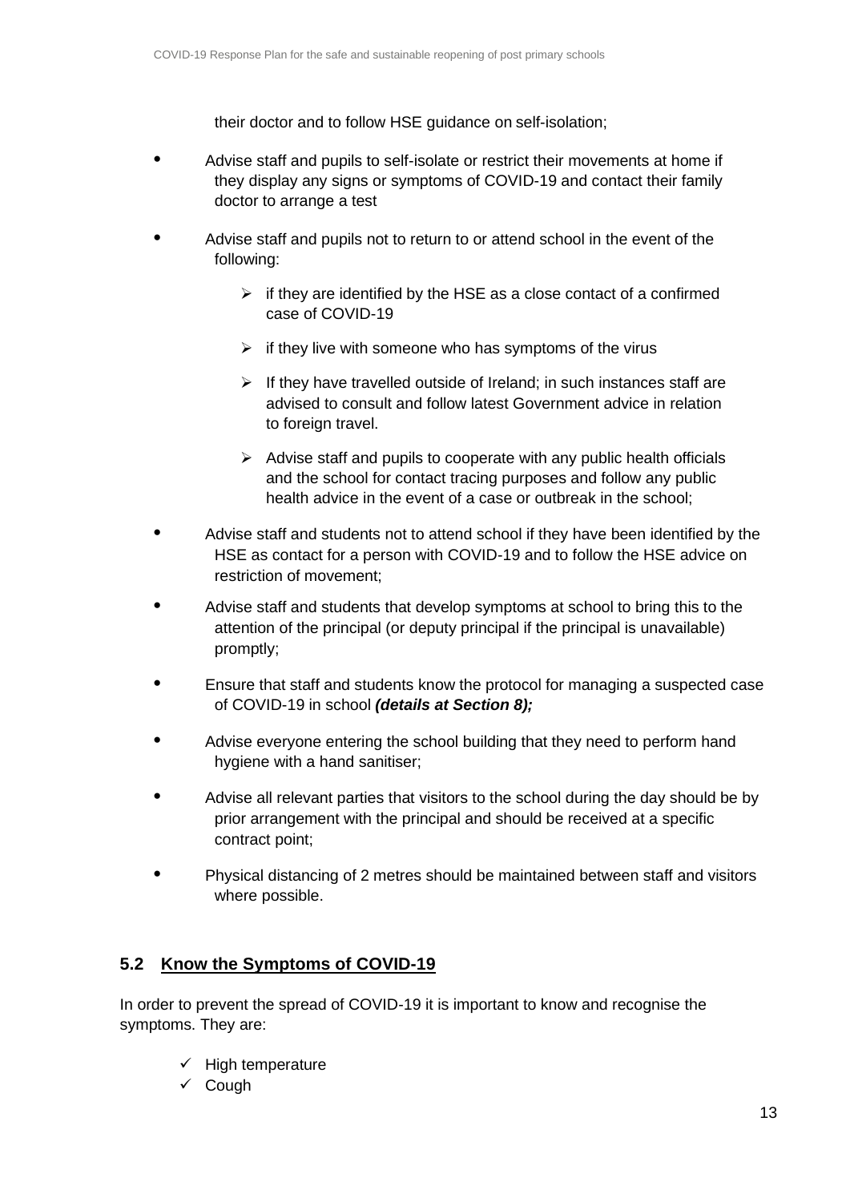their doctor and to follow HSE guidance on self-isolation;

- Advise staff and pupils to self-isolate or restrict their movements at home if they display any signs or symptoms of COVID-19 and contact their family doctor to arrange a test
- Advise staff and pupils not to return to or attend school in the event of the following:
  - if they are identified by the HSE as a close contact of a confirmed case of COVID-19
  - if they live with someone who has symptoms of the virus
  - If they have travelled outside of Ireland; in such instances staff are advised to consult and follow latest Government advice in relation to foreign travel.
  - Advise staff and pupils to cooperate with any public health officials and the school for contact tracing purposes and follow any public health advice in the event of a case or outbreak in the school;
- Advise staff and students not to attend school if they have been identified by the HSE as contact for a person with COVID-19 and to follow the HSE advice on restriction of movement;
- Advise staff and students that develop symptoms at school to bring this to the attention of the principal (or deputy principal if the principal is unavailable) promptly;
- Ensure that staff and students know the protocol for managing a suspected case of COVID-19 in school ***(details at Section 8);***
- Advise everyone entering the school building that they need to perform hand hygiene with a hand sanitiser;
- Advise all relevant parties that visitors to the school during the day should be by prior arrangement with the principal and should be received at a specific contract point;
- Physical distancing of 2 metres should be maintained between staff and visitors where possible.

## 5.2 Know the Symptoms of COVID-19

In order to prevent the spread of COVID-19 it is important to know and recognise the symptoms. They are:

- ✓ High temperature
- ✓ Cough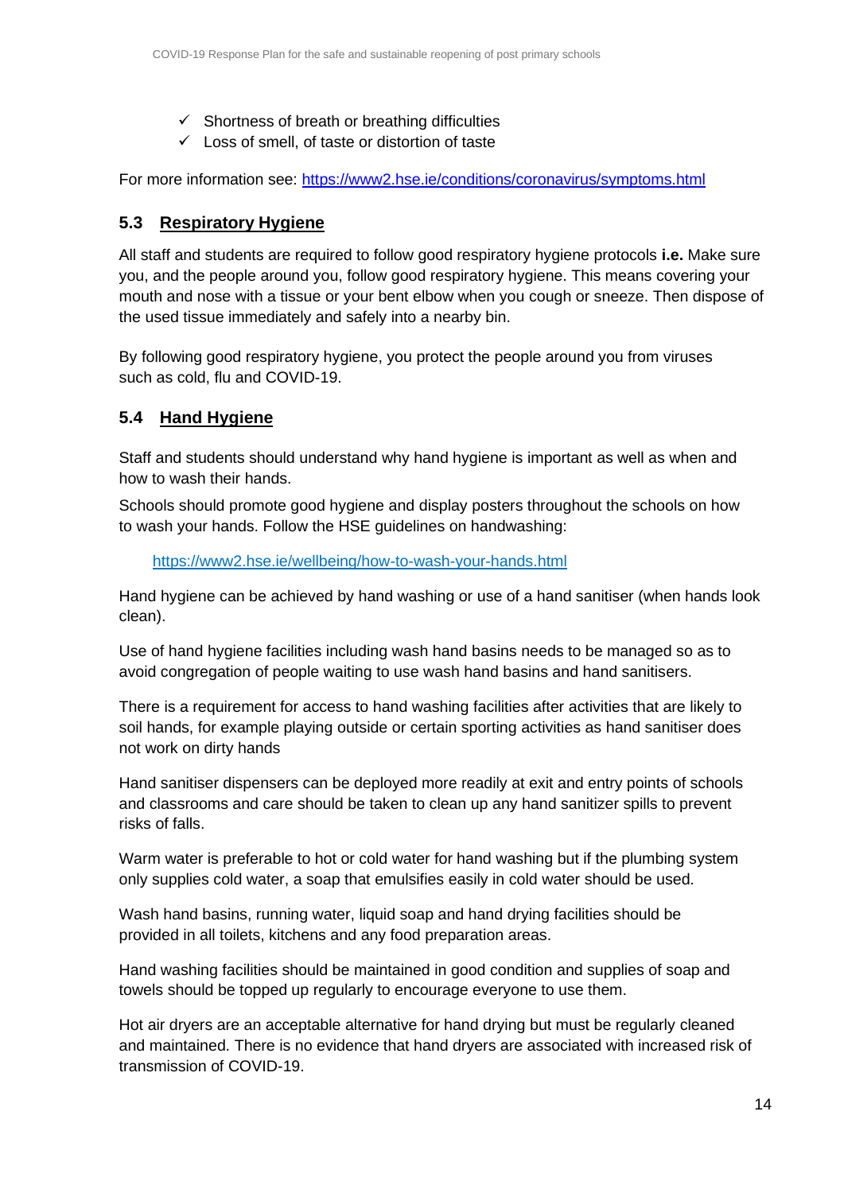- ✓ Shortness of breath or breathing difficulties
- ✓ Loss of smell, of taste or distortion of taste

For more information see: https://www2.hse.ie/conditions/coronavirus/symptoms.html

## 5.3 Respiratory Hygiene

All staff and students are required to follow good respiratory hygiene protocols **i.e.** Make sure you, and the people around you, follow good respiratory hygiene. This means covering your mouth and nose with a tissue or your bent elbow when you cough or sneeze. Then dispose of the used tissue immediately and safely into a nearby bin.

By following good respiratory hygiene, you protect the people around you from viruses such as cold, flu and COVID-19.

## 5.4 Hand Hygiene

Staff and students should understand why hand hygiene is important as well as when and how to wash their hands.

Schools should promote good hygiene and display posters throughout the schools on how to wash your hands. Follow the HSE guidelines on handwashing:

https://www2.hse.ie/wellbeing/how-to-wash-your-hands.html

Hand hygiene can be achieved by hand washing or use of a hand sanitiser (when hands look clean).

Use of hand hygiene facilities including wash hand basins needs to be managed so as to avoid congregation of people waiting to use wash hand basins and hand sanitisers.

There is a requirement for access to hand washing facilities after activities that are likely to soil hands, for example playing outside or certain sporting activities as hand sanitiser does not work on dirty hands

Hand sanitiser dispensers can be deployed more readily at exit and entry points of schools and classrooms and care should be taken to clean up any hand sanitizer spills to prevent risks of falls.

Warm water is preferable to hot or cold water for hand washing but if the plumbing system only supplies cold water, a soap that emulsifies easily in cold water should be used.

Wash hand basins, running water, liquid soap and hand drying facilities should be provided in all toilets, kitchens and any food preparation areas.

Hand washing facilities should be maintained in good condition and supplies of soap and towels should be topped up regularly to encourage everyone to use them.

Hot air dryers are an acceptable alternative for hand drying but must be regularly cleaned and maintained. There is no evidence that hand dryers are associated with increased risk of transmission of COVID-19.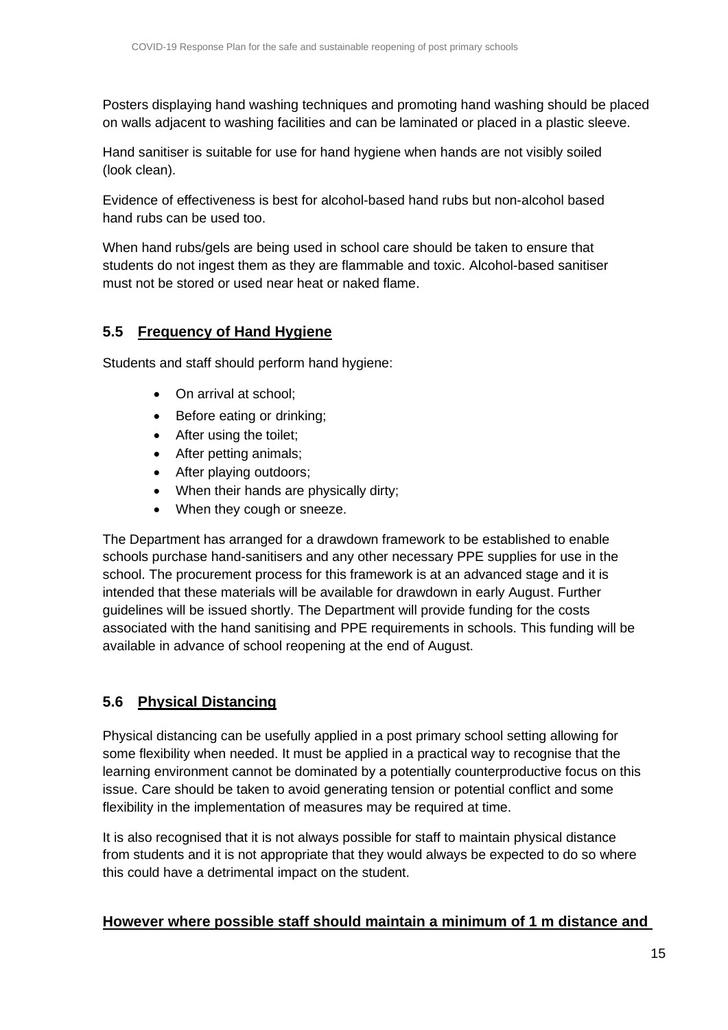Posters displaying hand washing techniques and promoting hand washing should be placed on walls adjacent to washing facilities and can be laminated or placed in a plastic sleeve.

Hand sanitiser is suitable for use for hand hygiene when hands are not visibly soiled (look clean).

Evidence of effectiveness is best for alcohol-based hand rubs but non-alcohol based hand rubs can be used too.

When hand rubs/gels are being used in school care should be taken to ensure that students do not ingest them as they are flammable and toxic. Alcohol-based sanitiser must not be stored or used near heat or naked flame.

## 5.5 Frequency of Hand Hygiene

Students and staff should perform hand hygiene:

- On arrival at school;
- Before eating or drinking;
- After using the toilet;
- After petting animals;
- After playing outdoors;
- When their hands are physically dirty;
- When they cough or sneeze.

The Department has arranged for a drawdown framework to be established to enable schools purchase hand-sanitisers and any other necessary PPE supplies for use in the school. The procurement process for this framework is at an advanced stage and it is intended that these materials will be available for drawdown in early August. Further guidelines will be issued shortly. The Department will provide funding for the costs associated with the hand sanitising and PPE requirements in schools. This funding will be available in advance of school reopening at the end of August.

## 5.6 Physical Distancing

Physical distancing can be usefully applied in a post primary school setting allowing for some flexibility when needed. It must be applied in a practical way to recognise that the learning environment cannot be dominated by a potentially counterproductive focus on this issue. Care should be taken to avoid generating tension or potential conflict and some flexibility in the implementation of measures may be required at time.

It is also recognised that it is not always possible for staff to maintain physical distance from students and it is not appropriate that they would always be expected to do so where this could have a detrimental impact on the student.

**However where possible staff should maintain a minimum of 1 m distance and**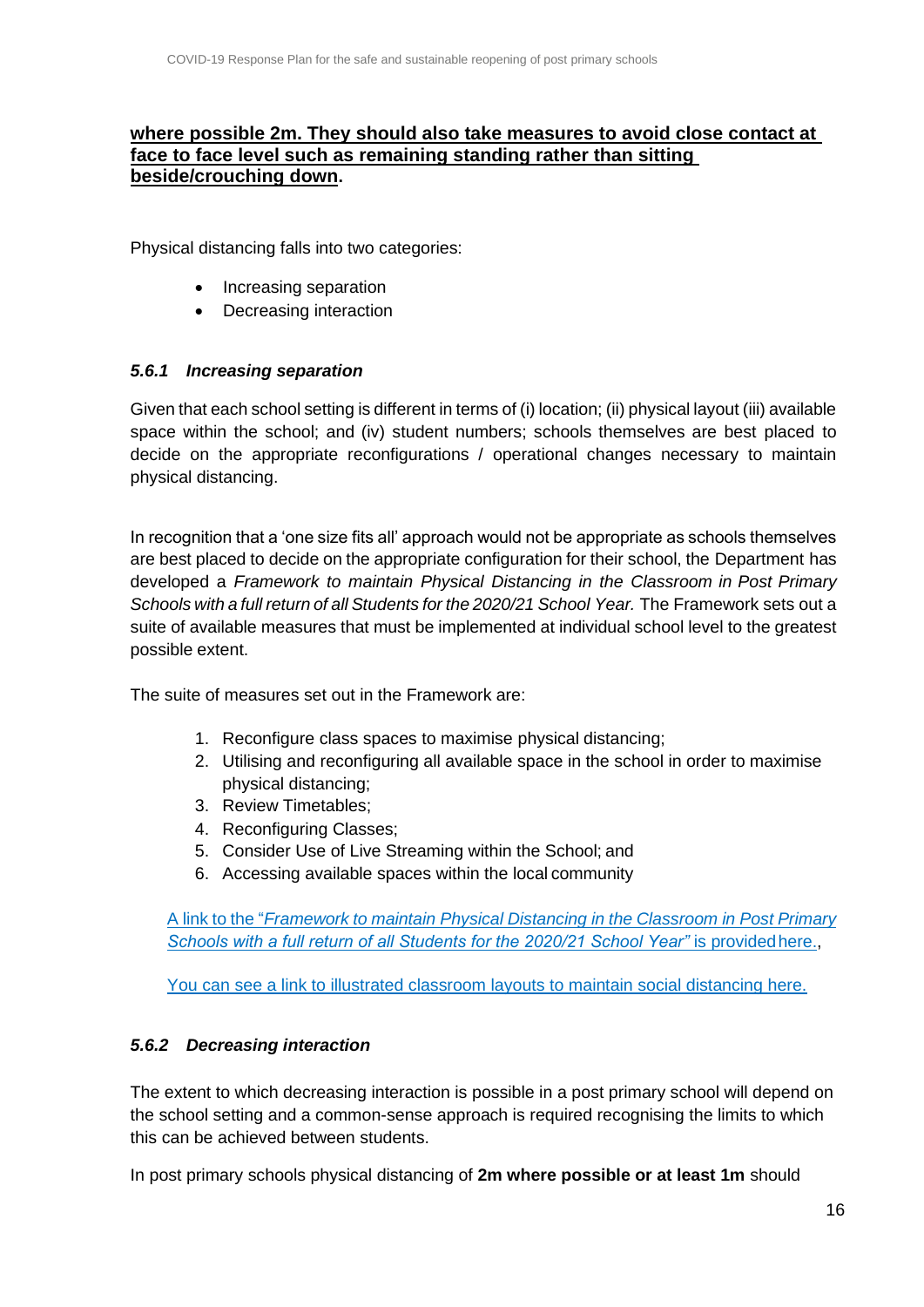**where possible 2m. They should also take measures to avoid close contact at face to face level such as remaining standing rather than sitting beside/crouching down.**

Physical distancing falls into two categories:

- Increasing separation
- Decreasing interaction

### *5.6.1 Increasing separation*

Given that each school setting is different in terms of (i) location; (ii) physical layout (iii) available space within the school; and (iv) student numbers; schools themselves are best placed to decide on the appropriate reconfigurations / operational changes necessary to maintain physical distancing.

In recognition that a 'one size fits all' approach would not be appropriate as schools themselves are best placed to decide on the appropriate configuration for their school, the Department has developed a *Framework to maintain Physical Distancing in the Classroom in Post Primary Schools with a full return of all Students for the 2020/21 School Year.* The Framework sets out a suite of available measures that must be implemented at individual school level to the greatest possible extent.

The suite of measures set out in the Framework are:

1. Reconfigure class spaces to maximise physical distancing;
2. Utilising and reconfiguring all available space in the school in order to maximise physical distancing;
3. Review Timetables;
4. Reconfiguring Classes;
5. Consider Use of Live Streaming within the School; and
6. Accessing available spaces within the local community

A link to the "*Framework to maintain Physical Distancing in the Classroom in Post Primary Schools with a full return of all Students for the 2020/21 School Year"* is provided here.,

You can see a link to illustrated classroom layouts to maintain social distancing here.

### *5.6.2 Decreasing interaction*

The extent to which decreasing interaction is possible in a post primary school will depend on the school setting and a common-sense approach is required recognising the limits to which this can be achieved between students.

In post primary schools physical distancing of **2m where possible or at least 1m** should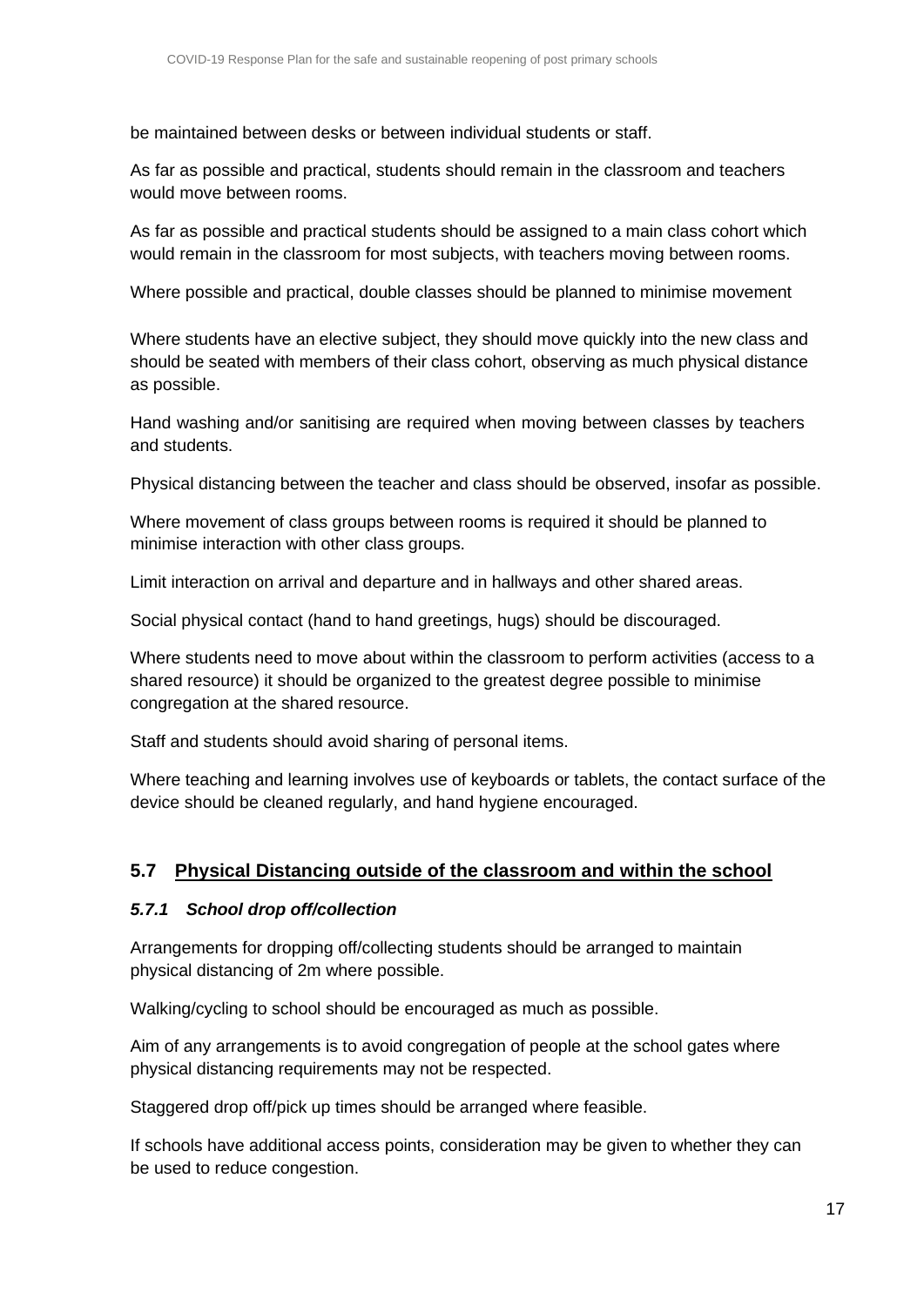be maintained between desks or between individual students or staff.

As far as possible and practical, students should remain in the classroom and teachers would move between rooms.

As far as possible and practical students should be assigned to a main class cohort which would remain in the classroom for most subjects, with teachers moving between rooms.

Where possible and practical, double classes should be planned to minimise movement

Where students have an elective subject, they should move quickly into the new class and should be seated with members of their class cohort, observing as much physical distance as possible.

Hand washing and/or sanitising are required when moving between classes by teachers and students.

Physical distancing between the teacher and class should be observed, insofar as possible.

Where movement of class groups between rooms is required it should be planned to minimise interaction with other class groups.

Limit interaction on arrival and departure and in hallways and other shared areas.

Social physical contact (hand to hand greetings, hugs) should be discouraged.

Where students need to move about within the classroom to perform activities (access to a shared resource) it should be organized to the greatest degree possible to minimise congregation at the shared resource.

Staff and students should avoid sharing of personal items.

Where teaching and learning involves use of keyboards or tablets, the contact surface of the device should be cleaned regularly, and hand hygiene encouraged.

## 5.7 <u>Physical Distancing outside of the classroom and within the school</u>

### *5.7.1 School drop off/collection*

Arrangements for dropping off/collecting students should be arranged to maintain physical distancing of 2m where possible.

Walking/cycling to school should be encouraged as much as possible.

Aim of any arrangements is to avoid congregation of people at the school gates where physical distancing requirements may not be respected.

Staggered drop off/pick up times should be arranged where feasible.

If schools have additional access points, consideration may be given to whether they can be used to reduce congestion.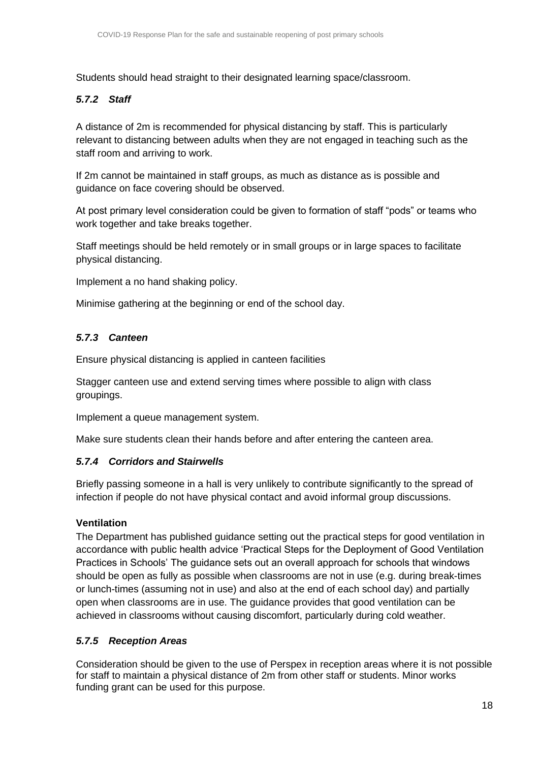Students should head straight to their designated learning space/classroom.

### *5.7.2 Staff*

A distance of 2m is recommended for physical distancing by staff. This is particularly relevant to distancing between adults when they are not engaged in teaching such as the staff room and arriving to work.

If 2m cannot be maintained in staff groups, as much as distance as is possible and guidance on face covering should be observed.

At post primary level consideration could be given to formation of staff "pods" or teams who work together and take breaks together.

Staff meetings should be held remotely or in small groups or in large spaces to facilitate physical distancing.

Implement a no hand shaking policy.

Minimise gathering at the beginning or end of the school day.

### *5.7.3 Canteen*

Ensure physical distancing is applied in canteen facilities

Stagger canteen use and extend serving times where possible to align with class groupings.

Implement a queue management system.

Make sure students clean their hands before and after entering the canteen area.

### *5.7.4 Corridors and Stairwells*

Briefly passing someone in a hall is very unlikely to contribute significantly to the spread of infection if people do not have physical contact and avoid informal group discussions.

**Ventilation**

The Department has published guidance setting out the practical steps for good ventilation in accordance with public health advice 'Practical Steps for the Deployment of Good Ventilation Practices in Schools' The guidance sets out an overall approach for schools that windows should be open as fully as possible when classrooms are not in use (e.g. during break-times or lunch-times (assuming not in use) and also at the end of each school day) and partially open when classrooms are in use. The guidance provides that good ventilation can be achieved in classrooms without causing discomfort, particularly during cold weather.

### *5.7.5 Reception Areas*

Consideration should be given to the use of Perspex in reception areas where it is not possible for staff to maintain a physical distance of 2m from other staff or students. Minor works funding grant can be used for this purpose.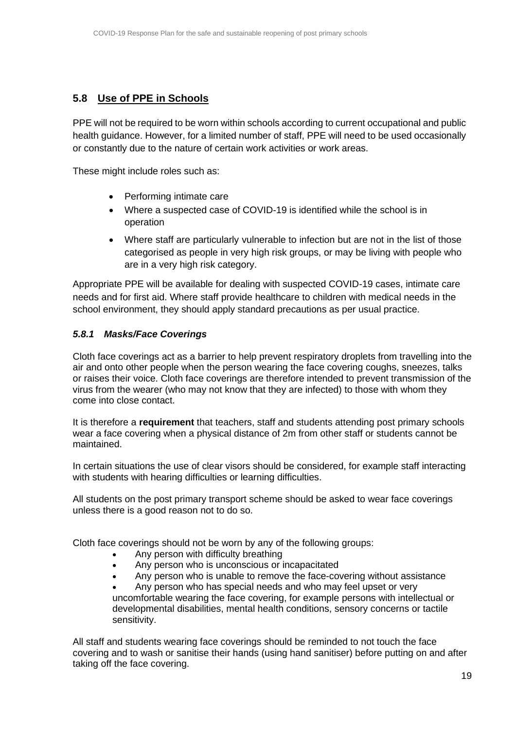## 5.8 Use of PPE in Schools

PPE will not be required to be worn within schools according to current occupational and public health guidance. However, for a limited number of staff, PPE will need to be used occasionally or constantly due to the nature of certain work activities or work areas.

These might include roles such as:

- Performing intimate care
- Where a suspected case of COVID-19 is identified while the school is in operation
- Where staff are particularly vulnerable to infection but are not in the list of those categorised as people in very high risk groups, or may be living with people who are in a very high risk category.

Appropriate PPE will be available for dealing with suspected COVID-19 cases, intimate care needs and for first aid. Where staff provide healthcare to children with medical needs in the school environment, they should apply standard precautions as per usual practice.

### *5.8.1 Masks/Face Coverings*

Cloth face coverings act as a barrier to help prevent respiratory droplets from travelling into the air and onto other people when the person wearing the face covering coughs, sneezes, talks or raises their voice. Cloth face coverings are therefore intended to prevent transmission of the virus from the wearer (who may not know that they are infected) to those with whom they come into close contact.

It is therefore a **requirement** that teachers, staff and students attending post primary schools wear a face covering when a physical distance of 2m from other staff or students cannot be maintained.

In certain situations the use of clear visors should be considered, for example staff interacting with students with hearing difficulties or learning difficulties.

All students on the post primary transport scheme should be asked to wear face coverings unless there is a good reason not to do so.

Cloth face coverings should not be worn by any of the following groups:

- Any person with difficulty breathing
- Any person who is unconscious or incapacitated
- Any person who is unable to remove the face-covering without assistance
- Any person who has special needs and who may feel upset or very uncomfortable wearing the face covering, for example persons with intellectual or developmental disabilities, mental health conditions, sensory concerns or tactile sensitivity.

All staff and students wearing face coverings should be reminded to not touch the face covering and to wash or sanitise their hands (using hand sanitiser) before putting on and after taking off the face covering.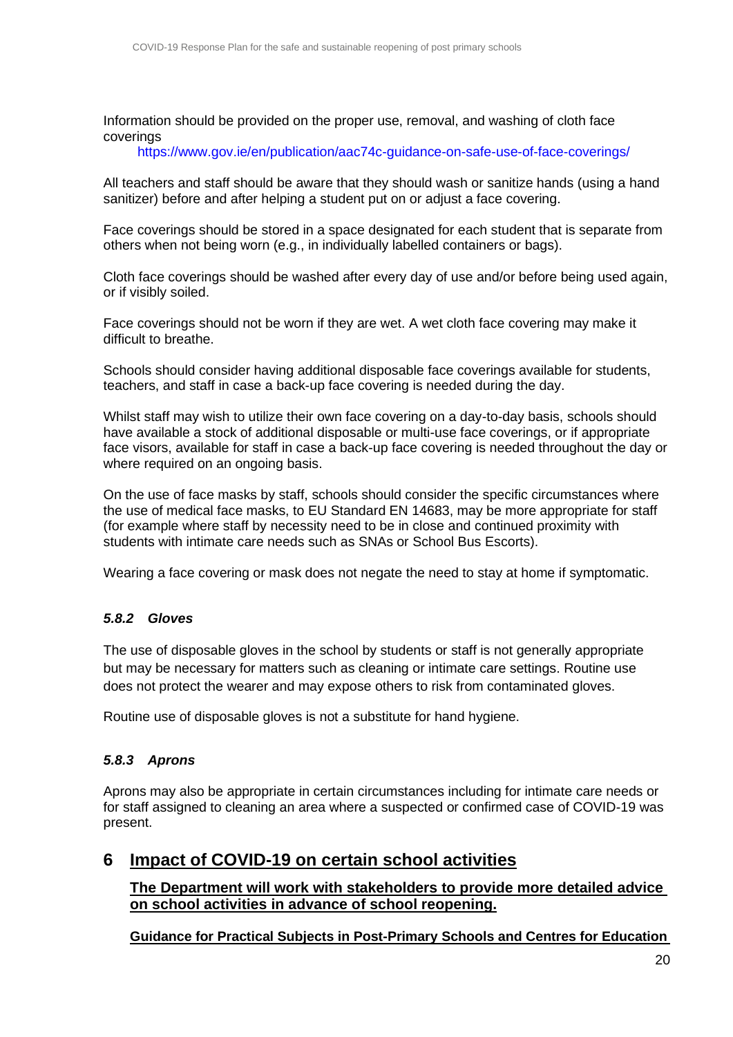Information should be provided on the proper use, removal, and washing of cloth face coverings
https://www.gov.ie/en/publication/aac74c-guidance-on-safe-use-of-face-coverings/

All teachers and staff should be aware that they should wash or sanitize hands (using a hand sanitizer) before and after helping a student put on or adjust a face covering.

Face coverings should be stored in a space designated for each student that is separate from others when not being worn (e.g., in individually labelled containers or bags).

Cloth face coverings should be washed after every day of use and/or before being used again, or if visibly soiled.

Face coverings should not be worn if they are wet. A wet cloth face covering may make it difficult to breathe.

Schools should consider having additional disposable face coverings available for students, teachers, and staff in case a back-up face covering is needed during the day.

Whilst staff may wish to utilize their own face covering on a day-to-day basis, schools should have available a stock of additional disposable or multi-use face coverings, or if appropriate face visors, available for staff in case a back-up face covering is needed throughout the day or where required on an ongoing basis.

On the use of face masks by staff, schools should consider the specific circumstances where the use of medical face masks, to EU Standard EN 14683, may be more appropriate for staff (for example where staff by necessity need to be in close and continued proximity with students with intimate care needs such as SNAs or School Bus Escorts).

Wearing a face covering or mask does not negate the need to stay at home if symptomatic.

### *5.8.2 Gloves*

The use of disposable gloves in the school by students or staff is not generally appropriate but may be necessary for matters such as cleaning or intimate care settings. Routine use does not protect the wearer and may expose others to risk from contaminated gloves.

Routine use of disposable gloves is not a substitute for hand hygiene.

### *5.8.3 Aprons*

Aprons may also be appropriate in certain circumstances including for intimate care needs or for staff assigned to cleaning an area where a suspected or confirmed case of COVID-19 was present.

## 6 Impact of COVID-19 on certain school activities

**The Department will work with stakeholders to provide more detailed advice on school activities in advance of school reopening.**

**Guidance for Practical Subjects in Post-Primary Schools and Centres for Education**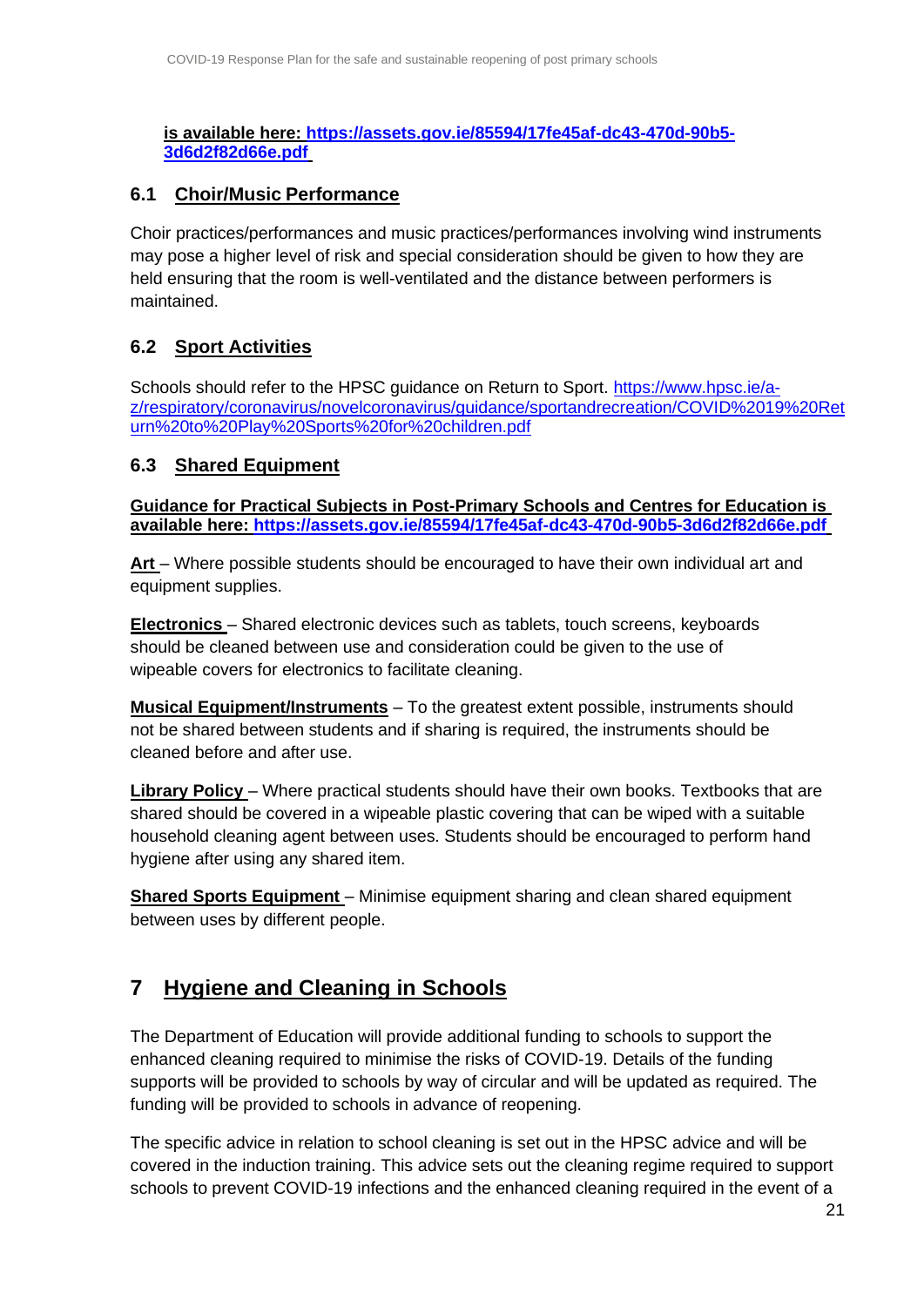**is available here: [https://assets.gov.ie/85594/17fe45af-dc43-470d-90b5-3d6d2f82d66e.pdf](https://assets.gov.ie/85594/17fe45af-dc43-470d-90b5-3d6d2f82d66e.pdf)**

### 6.1 Choir/Music Performance

Choir practices/performances and music practices/performances involving wind instruments may pose a higher level of risk and special consideration should be given to how they are held ensuring that the room is well-ventilated and the distance between performers is maintained.

### 6.2 Sport Activities

Schools should refer to the HPSC guidance on Return to Sport. [https://www.hpsc.ie/a-z/respiratory/coronavirus/novelcoronavirus/guidance/sportandrecreation/COVID%2019%20Return%20to%20Play%20Sports%20for%20children.pdf](https://www.hpsc.ie/a-z/respiratory/coronavirus/novelcoronavirus/guidance/sportandrecreation/COVID%2019%20Return%20to%20Play%20Sports%20for%20children.pdf)

### 6.3 Shared Equipment

**Guidance for Practical Subjects in Post-Primary Schools and Centres for Education is available here: [https://assets.gov.ie/85594/17fe45af-dc43-470d-90b5-3d6d2f82d66e.pdf](https://assets.gov.ie/85594/17fe45af-dc43-470d-90b5-3d6d2f82d66e.pdf)**

**Art** – Where possible students should be encouraged to have their own individual art and equipment supplies.

**Electronics** – Shared electronic devices such as tablets, touch screens, keyboards should be cleaned between use and consideration could be given to the use of wipeable covers for electronics to facilitate cleaning.

**Musical Equipment/Instruments** – To the greatest extent possible, instruments should not be shared between students and if sharing is required, the instruments should be cleaned before and after use.

**Library Policy** – Where practical students should have their own books. Textbooks that are shared should be covered in a wipeable plastic covering that can be wiped with a suitable household cleaning agent between uses. Students should be encouraged to perform hand hygiene after using any shared item.

**Shared Sports Equipment** – Minimise equipment sharing and clean shared equipment between uses by different people.

## 7 Hygiene and Cleaning in Schools

The Department of Education will provide additional funding to schools to support the enhanced cleaning required to minimise the risks of COVID-19. Details of the funding supports will be provided to schools by way of circular and will be updated as required. The funding will be provided to schools in advance of reopening.

The specific advice in relation to school cleaning is set out in the HPSC advice and will be covered in the induction training. This advice sets out the cleaning regime required to support schools to prevent COVID-19 infections and the enhanced cleaning required in the event of a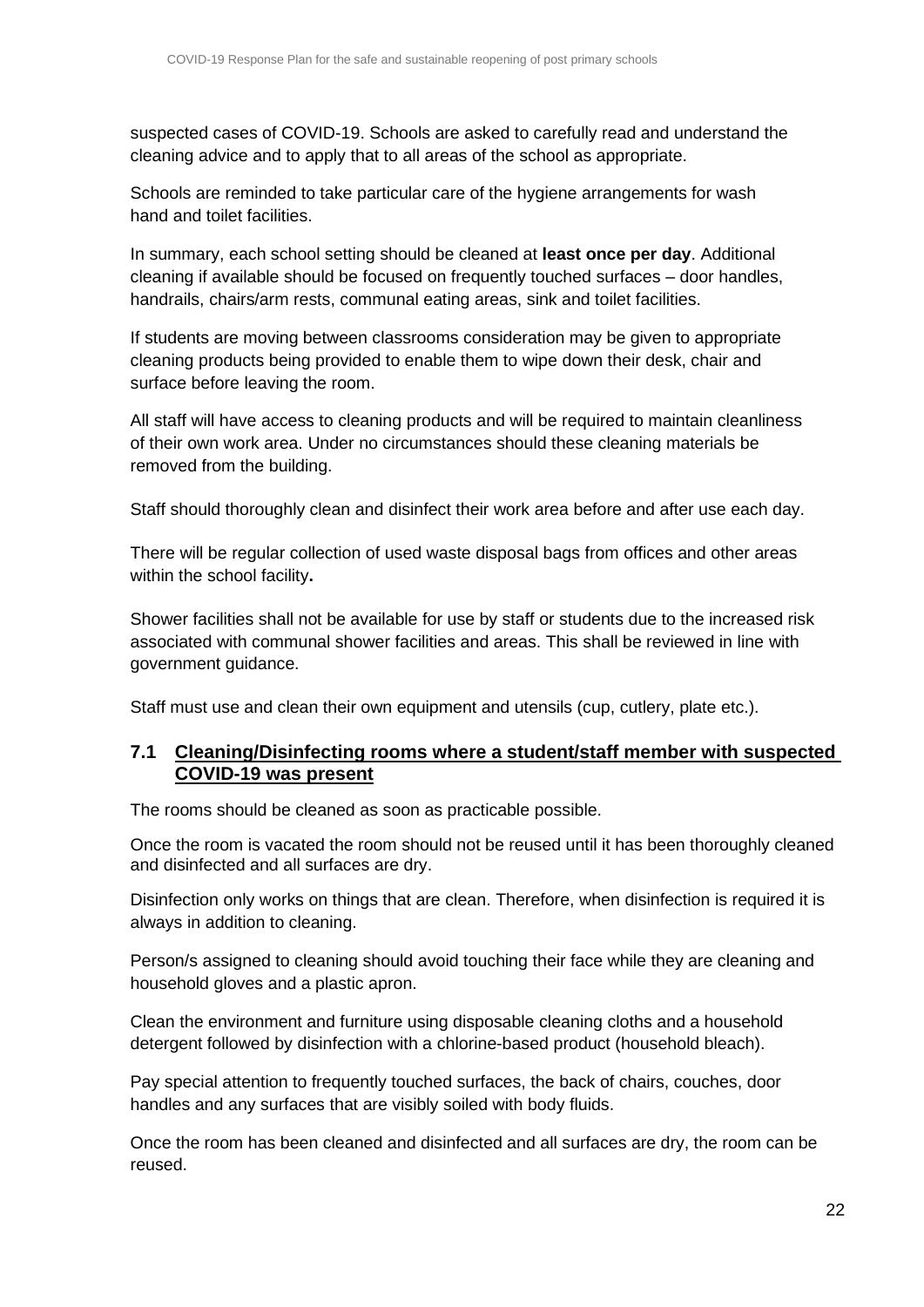suspected cases of COVID-19. Schools are asked to carefully read and understand the cleaning advice and to apply that to all areas of the school as appropriate.

Schools are reminded to take particular care of the hygiene arrangements for wash hand and toilet facilities.

In summary, each school setting should be cleaned at **least once per day**. Additional cleaning if available should be focused on frequently touched surfaces – door handles, handrails, chairs/arm rests, communal eating areas, sink and toilet facilities.

If students are moving between classrooms consideration may be given to appropriate cleaning products being provided to enable them to wipe down their desk, chair and surface before leaving the room.

All staff will have access to cleaning products and will be required to maintain cleanliness of their own work area. Under no circumstances should these cleaning materials be removed from the building.

Staff should thoroughly clean and disinfect their work area before and after use each day.

There will be regular collection of used waste disposal bags from offices and other areas within the school facility**.**

Shower facilities shall not be available for use by staff or students due to the increased risk associated with communal shower facilities and areas. This shall be reviewed in line with government guidance.

Staff must use and clean their own equipment and utensils (cup, cutlery, plate etc.).

### 7.1 Cleaning/Disinfecting rooms where a student/staff member with suspected COVID-19 was present

The rooms should be cleaned as soon as practicable possible.

Once the room is vacated the room should not be reused until it has been thoroughly cleaned and disinfected and all surfaces are dry.

Disinfection only works on things that are clean. Therefore, when disinfection is required it is always in addition to cleaning.

Person/s assigned to cleaning should avoid touching their face while they are cleaning and household gloves and a plastic apron.

Clean the environment and furniture using disposable cleaning cloths and a household detergent followed by disinfection with a chlorine-based product (household bleach).

Pay special attention to frequently touched surfaces, the back of chairs, couches, door handles and any surfaces that are visibly soiled with body fluids.

Once the room has been cleaned and disinfected and all surfaces are dry, the room can be reused.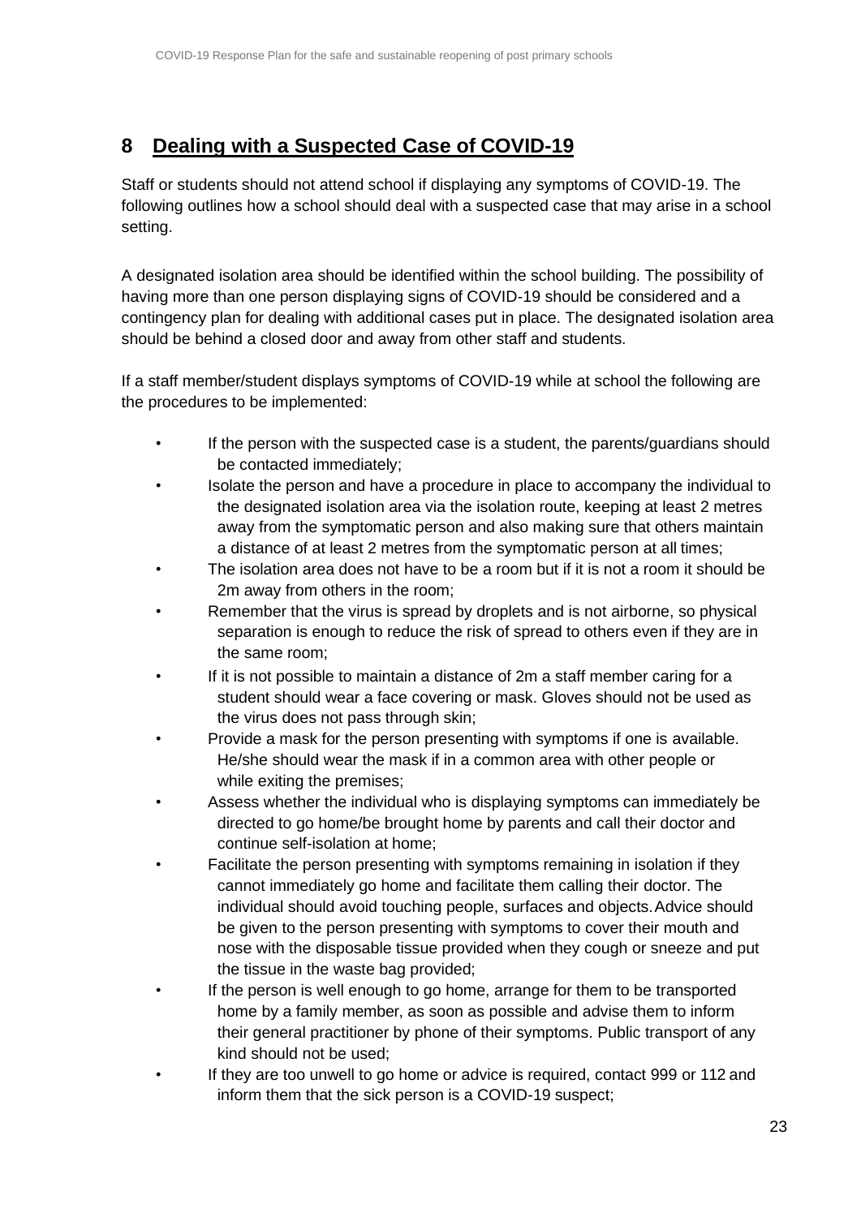## 8 Dealing with a Suspected Case of COVID-19

Staff or students should not attend school if displaying any symptoms of COVID-19. The following outlines how a school should deal with a suspected case that may arise in a school setting.

A designated isolation area should be identified within the school building. The possibility of having more than one person displaying signs of COVID-19 should be considered and a contingency plan for dealing with additional cases put in place. The designated isolation area should be behind a closed door and away from other staff and students.

If a staff member/student displays symptoms of COVID-19 while at school the following are the procedures to be implemented:

- If the person with the suspected case is a student, the parents/guardians should be contacted immediately;
- Isolate the person and have a procedure in place to accompany the individual to the designated isolation area via the isolation route, keeping at least 2 metres away from the symptomatic person and also making sure that others maintain a distance of at least 2 metres from the symptomatic person at all times;
- The isolation area does not have to be a room but if it is not a room it should be 2m away from others in the room;
- Remember that the virus is spread by droplets and is not airborne, so physical separation is enough to reduce the risk of spread to others even if they are in the same room;
- If it is not possible to maintain a distance of 2m a staff member caring for a student should wear a face covering or mask. Gloves should not be used as the virus does not pass through skin;
- Provide a mask for the person presenting with symptoms if one is available. He/she should wear the mask if in a common area with other people or while exiting the premises;
- Assess whether the individual who is displaying symptoms can immediately be directed to go home/be brought home by parents and call their doctor and continue self-isolation at home;
- Facilitate the person presenting with symptoms remaining in isolation if they cannot immediately go home and facilitate them calling their doctor. The individual should avoid touching people, surfaces and objects. Advice should be given to the person presenting with symptoms to cover their mouth and nose with the disposable tissue provided when they cough or sneeze and put the tissue in the waste bag provided;
- If the person is well enough to go home, arrange for them to be transported home by a family member, as soon as possible and advise them to inform their general practitioner by phone of their symptoms. Public transport of any kind should not be used;
- If they are too unwell to go home or advice is required, contact 999 or 112 and inform them that the sick person is a COVID-19 suspect;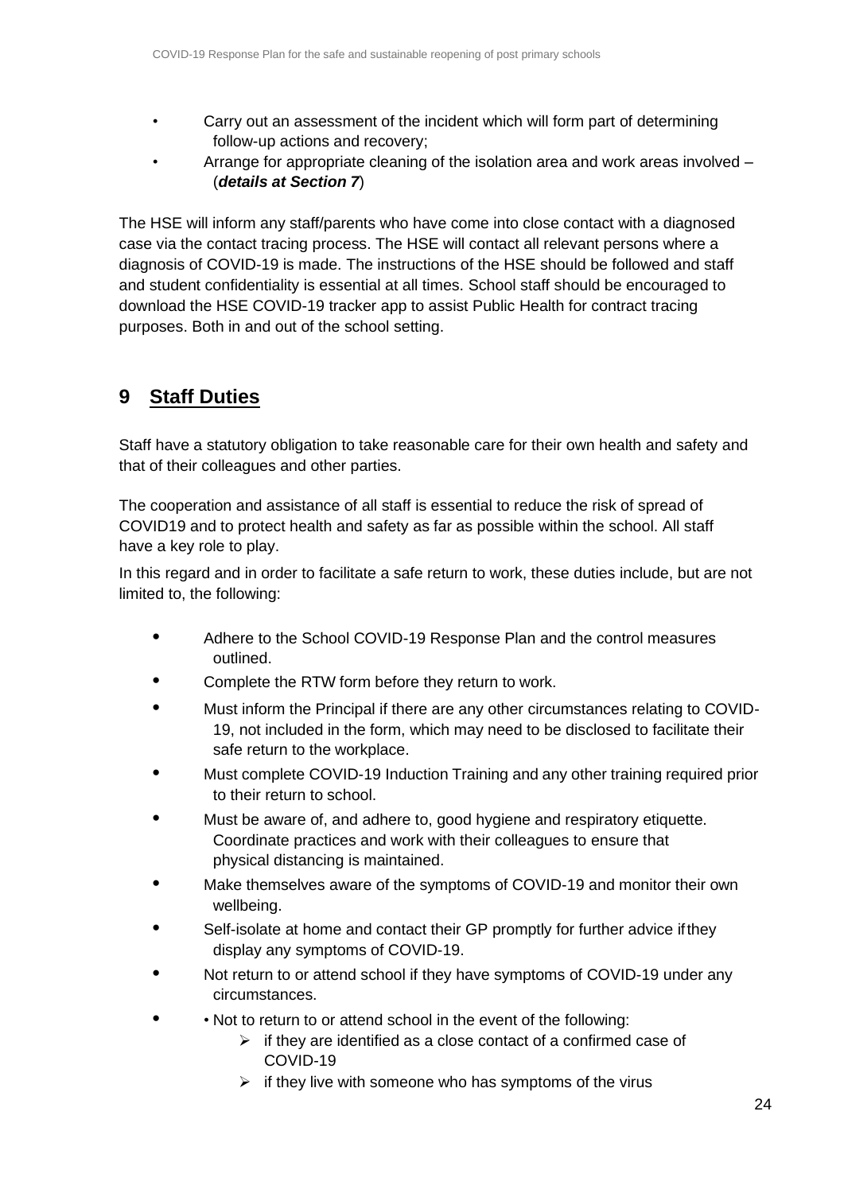- Carry out an assessment of the incident which will form part of determining follow-up actions and recovery;
- Arrange for appropriate cleaning of the isolation area and work areas involved – (***details at Section 7***)

The HSE will inform any staff/parents who have come into close contact with a diagnosed case via the contact tracing process. The HSE will contact all relevant persons where a diagnosis of COVID-19 is made. The instructions of the HSE should be followed and staff and student confidentiality is essential at all times. School staff should be encouraged to download the HSE COVID-19 tracker app to assist Public Health for contract tracing purposes. Both in and out of the school setting.

## 9 Staff Duties

Staff have a statutory obligation to take reasonable care for their own health and safety and that of their colleagues and other parties.

The cooperation and assistance of all staff is essential to reduce the risk of spread of COVID19 and to protect health and safety as far as possible within the school. All staff have a key role to play.

In this regard and in order to facilitate a safe return to work, these duties include, but are not limited to, the following:

- Adhere to the School COVID-19 Response Plan and the control measures outlined.
- Complete the RTW form before they return to work.
- Must inform the Principal if there are any other circumstances relating to COVID-19, not included in the form, which may need to be disclosed to facilitate their safe return to the workplace.
- Must complete COVID-19 Induction Training and any other training required prior to their return to school.
- Must be aware of, and adhere to, good hygiene and respiratory etiquette. Coordinate practices and work with their colleagues to ensure that physical distancing is maintained.
- Make themselves aware of the symptoms of COVID-19 and monitor their own wellbeing.
- Self-isolate at home and contact their GP promptly for further advice if they display any symptoms of COVID-19.
- Not return to or attend school if they have symptoms of COVID-19 under any circumstances.
- • Not to return to or attend school in the event of the following:
  - if they are identified as a close contact of a confirmed case of COVID-19
  - if they live with someone who has symptoms of the virus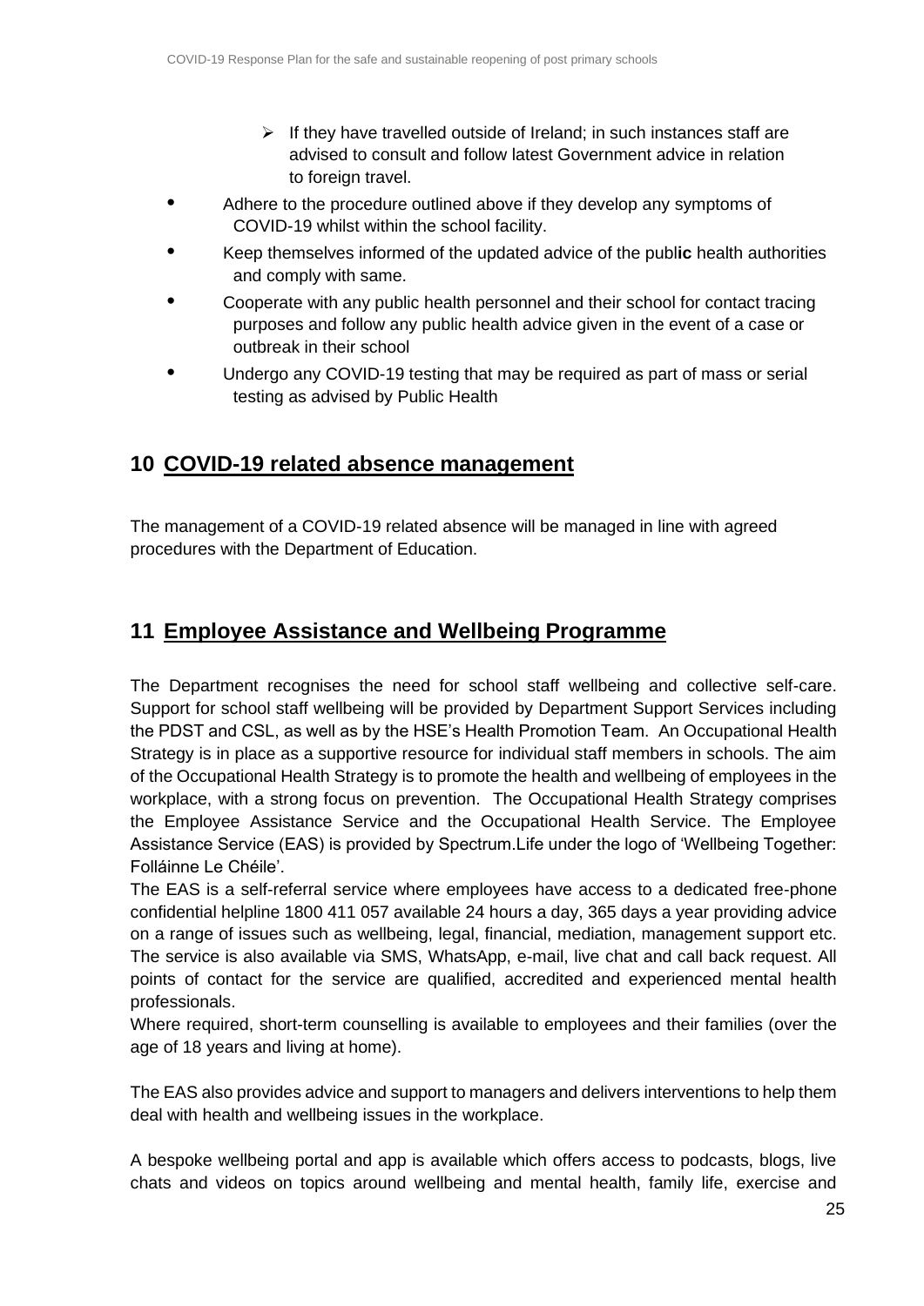- If they have travelled outside of Ireland; in such instances staff are advised to consult and follow latest Government advice in relation to foreign travel.

- Adhere to the procedure outlined above if they develop any symptoms of COVID-19 whilst within the school facility.
- Keep themselves informed of the updated advice of the public health authorities and comply with same.
- Cooperate with any public health personnel and their school for contact tracing purposes and follow any public health advice given in the event of a case or outbreak in their school
- Undergo any COVID-19 testing that may be required as part of mass or serial testing as advised by Public Health

## 10 COVID-19 related absence management

The management of a COVID-19 related absence will be managed in line with agreed procedures with the Department of Education.

## 11 Employee Assistance and Wellbeing Programme

The Department recognises the need for school staff wellbeing and collective self-care. Support for school staff wellbeing will be provided by Department Support Services including the PDST and CSL, as well as by the HSE's Health Promotion Team. An Occupational Health Strategy is in place as a supportive resource for individual staff members in schools. The aim of the Occupational Health Strategy is to promote the health and wellbeing of employees in the workplace, with a strong focus on prevention. The Occupational Health Strategy comprises the Employee Assistance Service and the Occupational Health Service. The Employee Assistance Service (EAS) is provided by Spectrum.Life under the logo of 'Wellbeing Together: Folláinne Le Chéile'.

The EAS is a self-referral service where employees have access to a dedicated free-phone confidential helpline 1800 411 057 available 24 hours a day, 365 days a year providing advice on a range of issues such as wellbeing, legal, financial, mediation, management support etc. The service is also available via SMS, WhatsApp, e-mail, live chat and call back request. All points of contact for the service are qualified, accredited and experienced mental health professionals.

Where required, short-term counselling is available to employees and their families (over the age of 18 years and living at home).

The EAS also provides advice and support to managers and delivers interventions to help them deal with health and wellbeing issues in the workplace.

A bespoke wellbeing portal and app is available which offers access to podcasts, blogs, live chats and videos on topics around wellbeing and mental health, family life, exercise and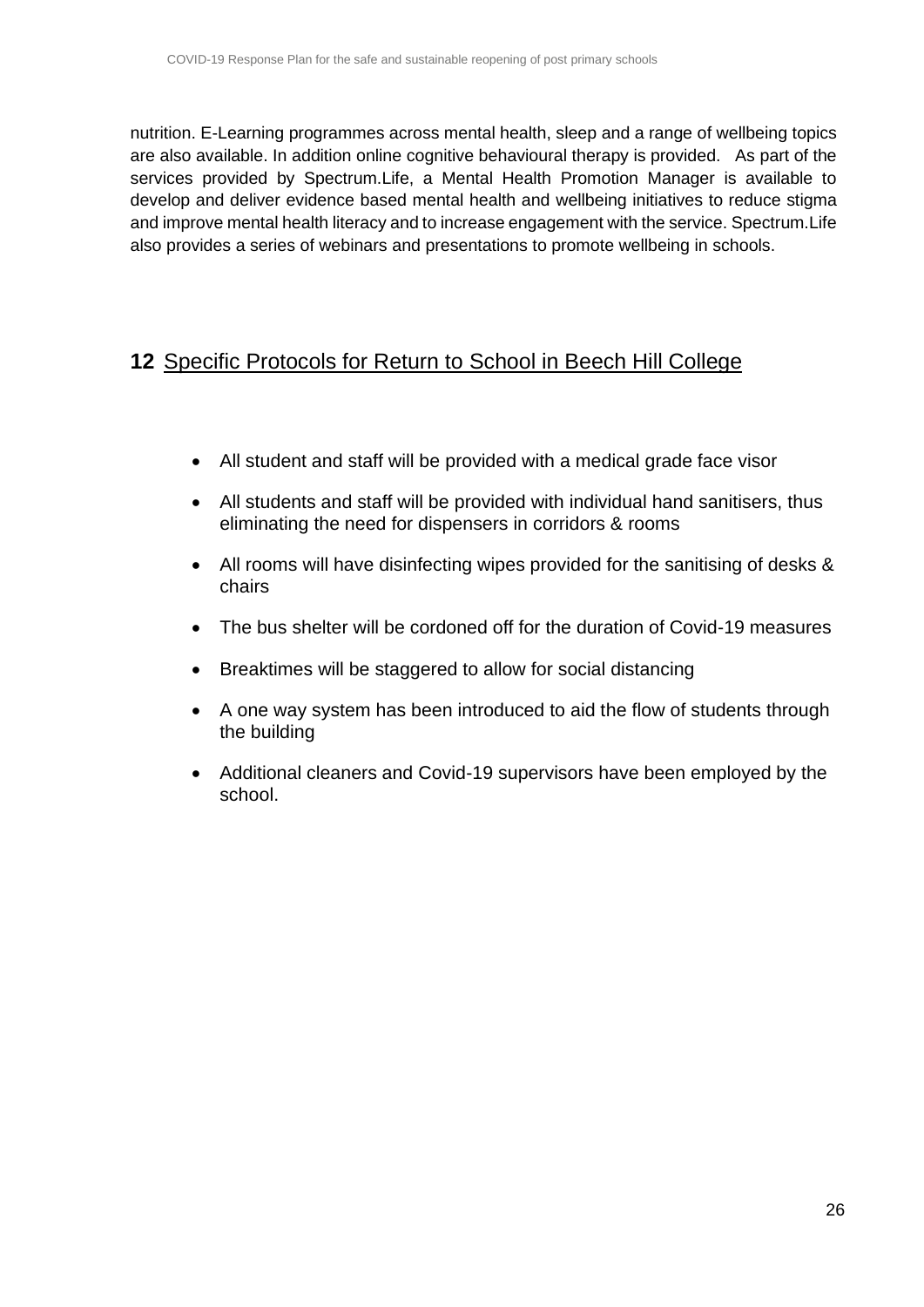nutrition. E-Learning programmes across mental health, sleep and a range of wellbeing topics are also available. In addition online cognitive behavioural therapy is provided. As part of the services provided by Spectrum.Life, a Mental Health Promotion Manager is available to develop and deliver evidence based mental health and wellbeing initiatives to reduce stigma and improve mental health literacy and to increase engagement with the service. Spectrum.Life also provides a series of webinars and presentations to promote wellbeing in schools.

## 12 Specific Protocols for Return to School in Beech Hill College

- All student and staff will be provided with a medical grade face visor
- All students and staff will be provided with individual hand sanitisers, thus eliminating the need for dispensers in corridors & rooms
- All rooms will have disinfecting wipes provided for the sanitising of desks & chairs
- The bus shelter will be cordoned off for the duration of Covid-19 measures
- Breaktimes will be staggered to allow for social distancing
- A one way system has been introduced to aid the flow of students through the building
- Additional cleaners and Covid-19 supervisors have been employed by the school.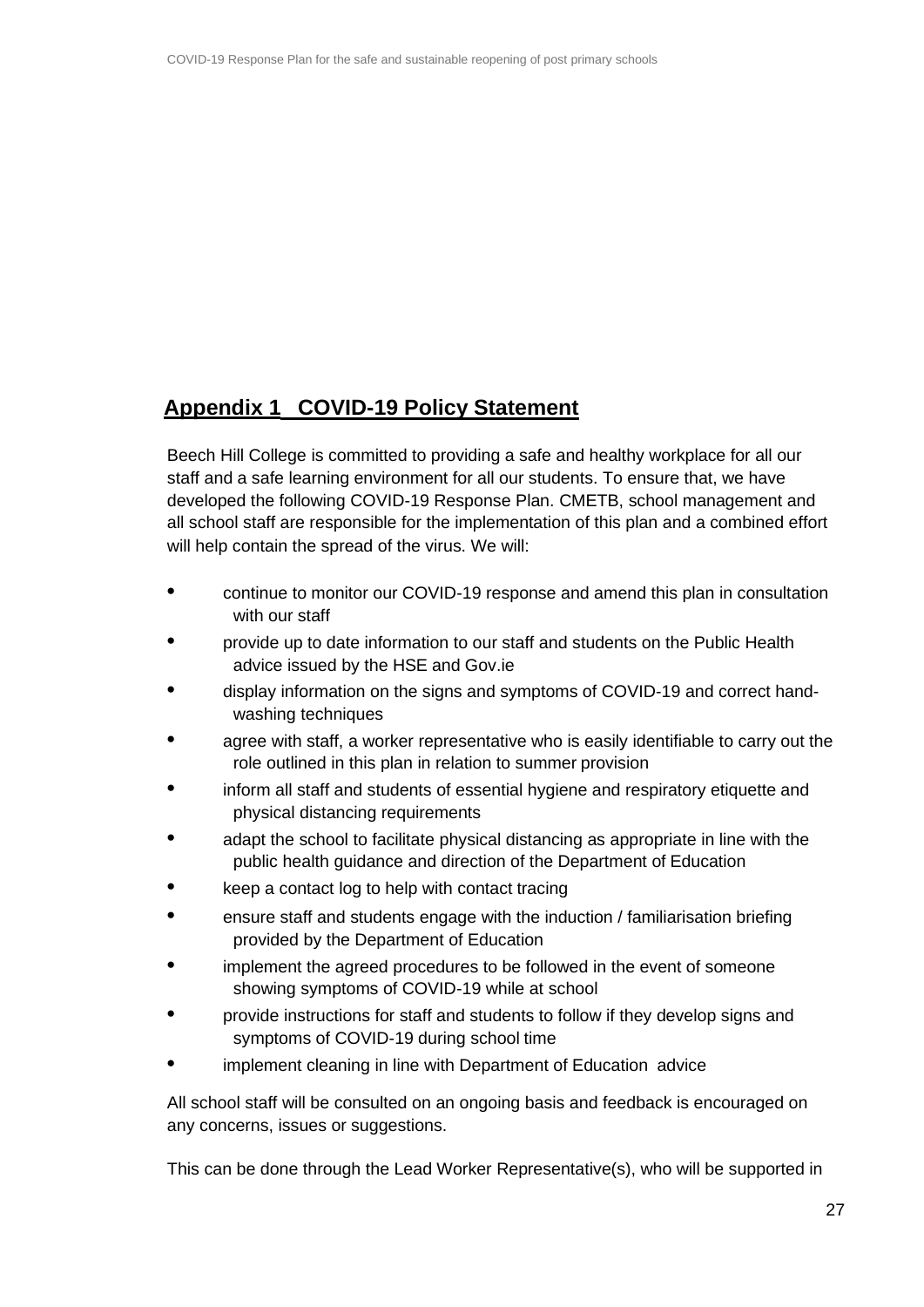## Appendix 1 COVID-19 Policy Statement

Beech Hill College is committed to providing a safe and healthy workplace for all our staff and a safe learning environment for all our students. To ensure that, we have developed the following COVID-19 Response Plan. CMETB, school management and all school staff are responsible for the implementation of this plan and a combined effort will help contain the spread of the virus. We will:

- continue to monitor our COVID-19 response and amend this plan in consultation with our staff
- provide up to date information to our staff and students on the Public Health advice issued by the HSE and Gov.ie
- display information on the signs and symptoms of COVID-19 and correct hand-washing techniques
- agree with staff, a worker representative who is easily identifiable to carry out the role outlined in this plan in relation to summer provision
- inform all staff and students of essential hygiene and respiratory etiquette and physical distancing requirements
- adapt the school to facilitate physical distancing as appropriate in line with the public health guidance and direction of the Department of Education
- keep a contact log to help with contact tracing
- ensure staff and students engage with the induction / familiarisation briefing provided by the Department of Education
- implement the agreed procedures to be followed in the event of someone showing symptoms of COVID-19 while at school
- provide instructions for staff and students to follow if they develop signs and symptoms of COVID-19 during school time
- implement cleaning in line with Department of Education advice

All school staff will be consulted on an ongoing basis and feedback is encouraged on any concerns, issues or suggestions.

This can be done through the Lead Worker Representative(s), who will be supported in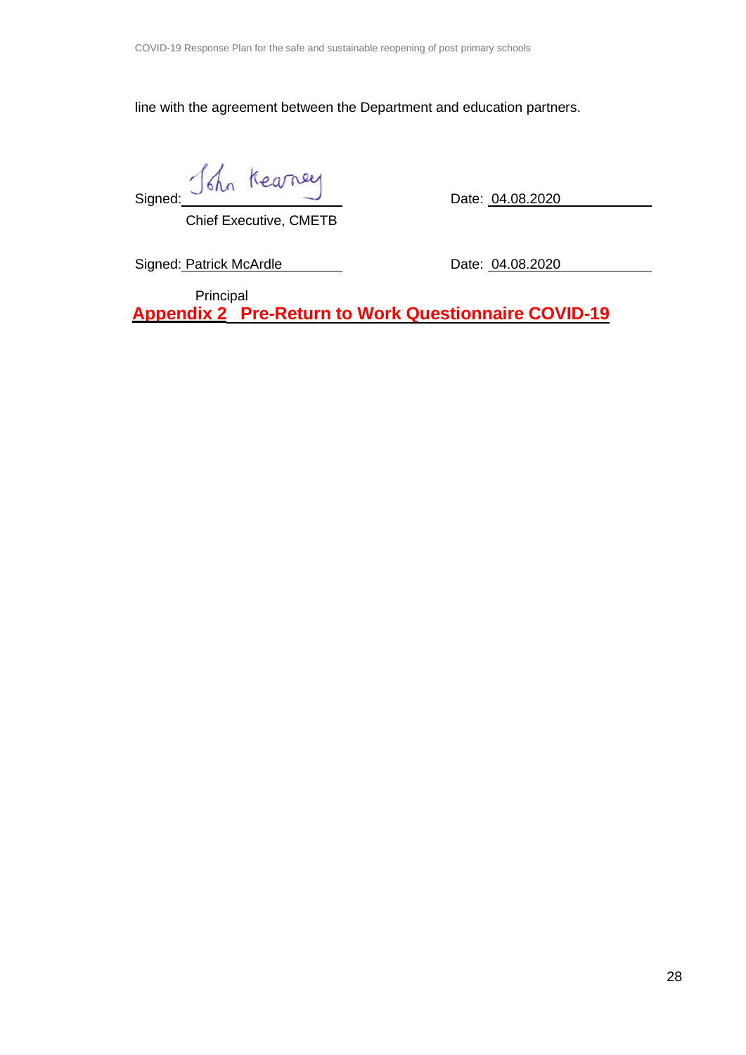line with the agreement between the Department and education partners.

Signed: John Kearney Date: 04.08.2020

Chief Executive, CMETB

Signed: Patrick McArdle Date: 04.08.2020

Principal

## Appendix 2 Pre-Return to Work Questionnaire COVID-19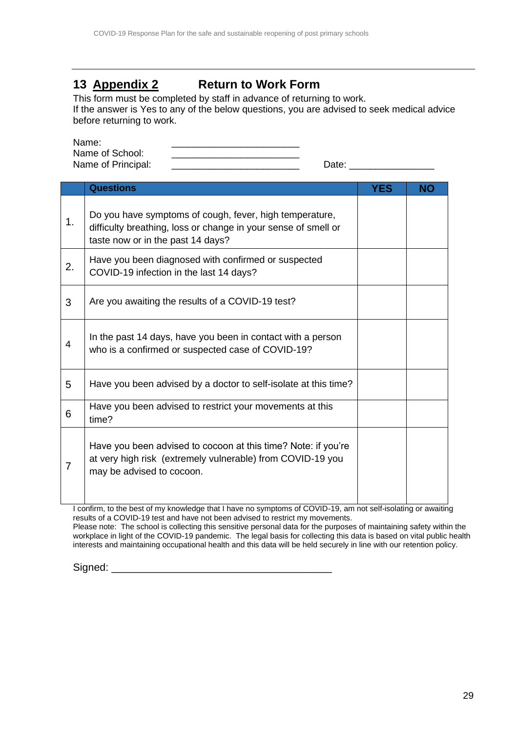## 13 Appendix 2 Return to Work Form

This form must be completed by staff in advance of returning to work.
If the answer is Yes to any of the below questions, you are advised to seek medical advice before returning to work.

Name: ________________________
Name of School: ________________________
Name of Principal: ________________________ Date: ________________

| | Questions | YES | NO |
|---|---|---|---|
| 1. | Do you have symptoms of cough, fever, high temperature, difficulty breathing, loss or change in your sense of smell or taste now or in the past 14 days? | | |
| 2. | Have you been diagnosed with confirmed or suspected COVID-19 infection in the last 14 days? | | |
| 3 | Are you awaiting the results of a COVID-19 test? | | |
| 4 | In the past 14 days, have you been in contact with a person who is a confirmed or suspected case of COVID-19? | | |
| 5 | Have you been advised by a doctor to self-isolate at this time? | | |
| 6 | Have you been advised to restrict your movements at this time? | | |
| 7 | Have you been advised to cocoon at this time? Note: if you're at very high risk (extremely vulnerable) from COVID-19 you may be advised to cocoon. | | |

I confirm, to the best of my knowledge that I have no symptoms of COVID-19, am not self-isolating or awaiting results of a COVID-19 test and have not been advised to restrict my movements.
Please note: The school is collecting this sensitive personal data for the purposes of maintaining safety within the workplace in light of the COVID-19 pandemic. The legal basis for collecting this data is based on vital public health interests and maintaining occupational health and this data will be held securely in line with our retention policy.

Signed: ______________________________________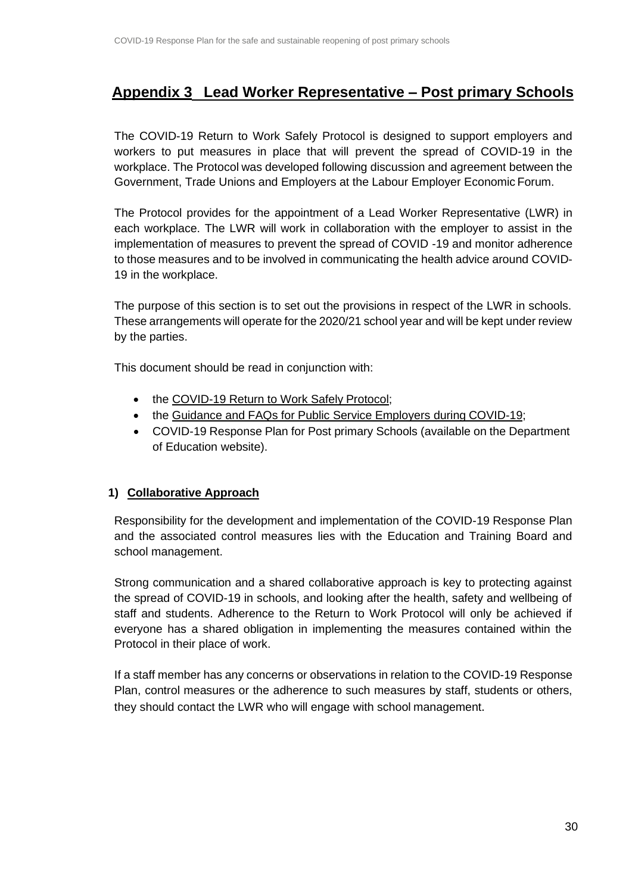## Appendix 3 Lead Worker Representative – Post primary Schools

The COVID-19 Return to Work Safely Protocol is designed to support employers and workers to put measures in place that will prevent the spread of COVID-19 in the workplace. The Protocol was developed following discussion and agreement between the Government, Trade Unions and Employers at the Labour Employer Economic Forum.

The Protocol provides for the appointment of a Lead Worker Representative (LWR) in each workplace. The LWR will work in collaboration with the employer to assist in the implementation of measures to prevent the spread of COVID -19 and monitor adherence to those measures and to be involved in communicating the health advice around COVID-19 in the workplace.

The purpose of this section is to set out the provisions in respect of the LWR in schools. These arrangements will operate for the 2020/21 school year and will be kept under review by the parties.

This document should be read in conjunction with:

- the COVID-19 Return to Work Safely Protocol;
- the Guidance and FAQs for Public Service Employers during COVID-19;
- COVID-19 Response Plan for Post primary Schools (available on the Department of Education website).

### 1) Collaborative Approach

Responsibility for the development and implementation of the COVID-19 Response Plan and the associated control measures lies with the Education and Training Board and school management.

Strong communication and a shared collaborative approach is key to protecting against the spread of COVID-19 in schools, and looking after the health, safety and wellbeing of staff and students. Adherence to the Return to Work Protocol will only be achieved if everyone has a shared obligation in implementing the measures contained within the Protocol in their place of work.

If a staff member has any concerns or observations in relation to the COVID-19 Response Plan, control measures or the adherence to such measures by staff, students or others, they should contact the LWR who will engage with school management.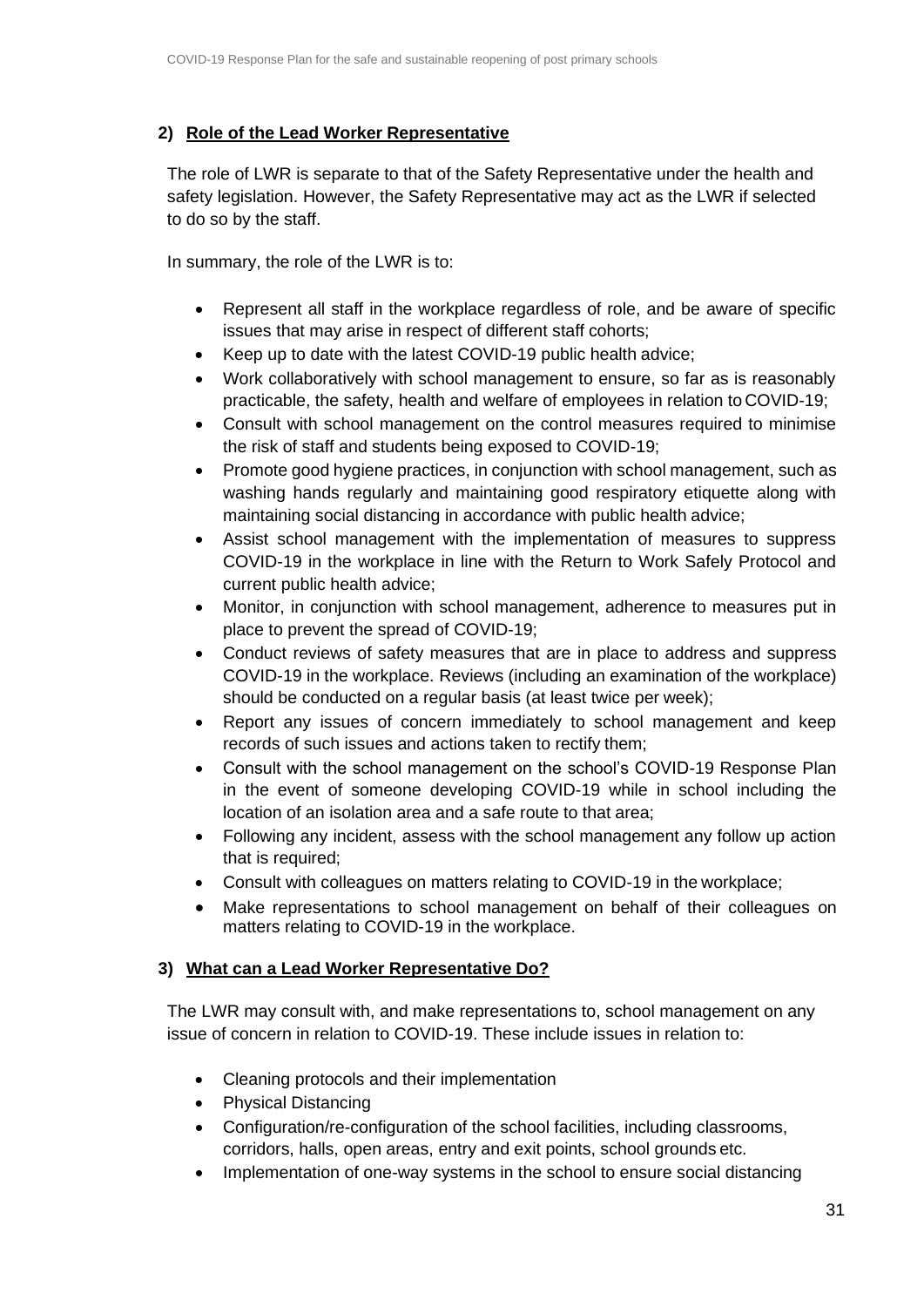## 2) Role of the Lead Worker Representative

The role of LWR is separate to that of the Safety Representative under the health and safety legislation. However, the Safety Representative may act as the LWR if selected to do so by the staff.

In summary, the role of the LWR is to:

- Represent all staff in the workplace regardless of role, and be aware of specific issues that may arise in respect of different staff cohorts;
- Keep up to date with the latest COVID-19 public health advice;
- Work collaboratively with school management to ensure, so far as is reasonably practicable, the safety, health and welfare of employees in relation to COVID-19;
- Consult with school management on the control measures required to minimise the risk of staff and students being exposed to COVID-19;
- Promote good hygiene practices, in conjunction with school management, such as washing hands regularly and maintaining good respiratory etiquette along with maintaining social distancing in accordance with public health advice;
- Assist school management with the implementation of measures to suppress COVID-19 in the workplace in line with the Return to Work Safely Protocol and current public health advice;
- Monitor, in conjunction with school management, adherence to measures put in place to prevent the spread of COVID-19;
- Conduct reviews of safety measures that are in place to address and suppress COVID-19 in the workplace. Reviews (including an examination of the workplace) should be conducted on a regular basis (at least twice per week);
- Report any issues of concern immediately to school management and keep records of such issues and actions taken to rectify them;
- Consult with the school management on the school's COVID-19 Response Plan in the event of someone developing COVID-19 while in school including the location of an isolation area and a safe route to that area;
- Following any incident, assess with the school management any follow up action that is required;
- Consult with colleagues on matters relating to COVID-19 in the workplace;
- Make representations to school management on behalf of their colleagues on matters relating to COVID-19 in the workplace.

## 3) What can a Lead Worker Representative Do?

The LWR may consult with, and make representations to, school management on any issue of concern in relation to COVID-19. These include issues in relation to:

- Cleaning protocols and their implementation
- Physical Distancing
- Configuration/re-configuration of the school facilities, including classrooms, corridors, halls, open areas, entry and exit points, school grounds etc.
- Implementation of one-way systems in the school to ensure social distancing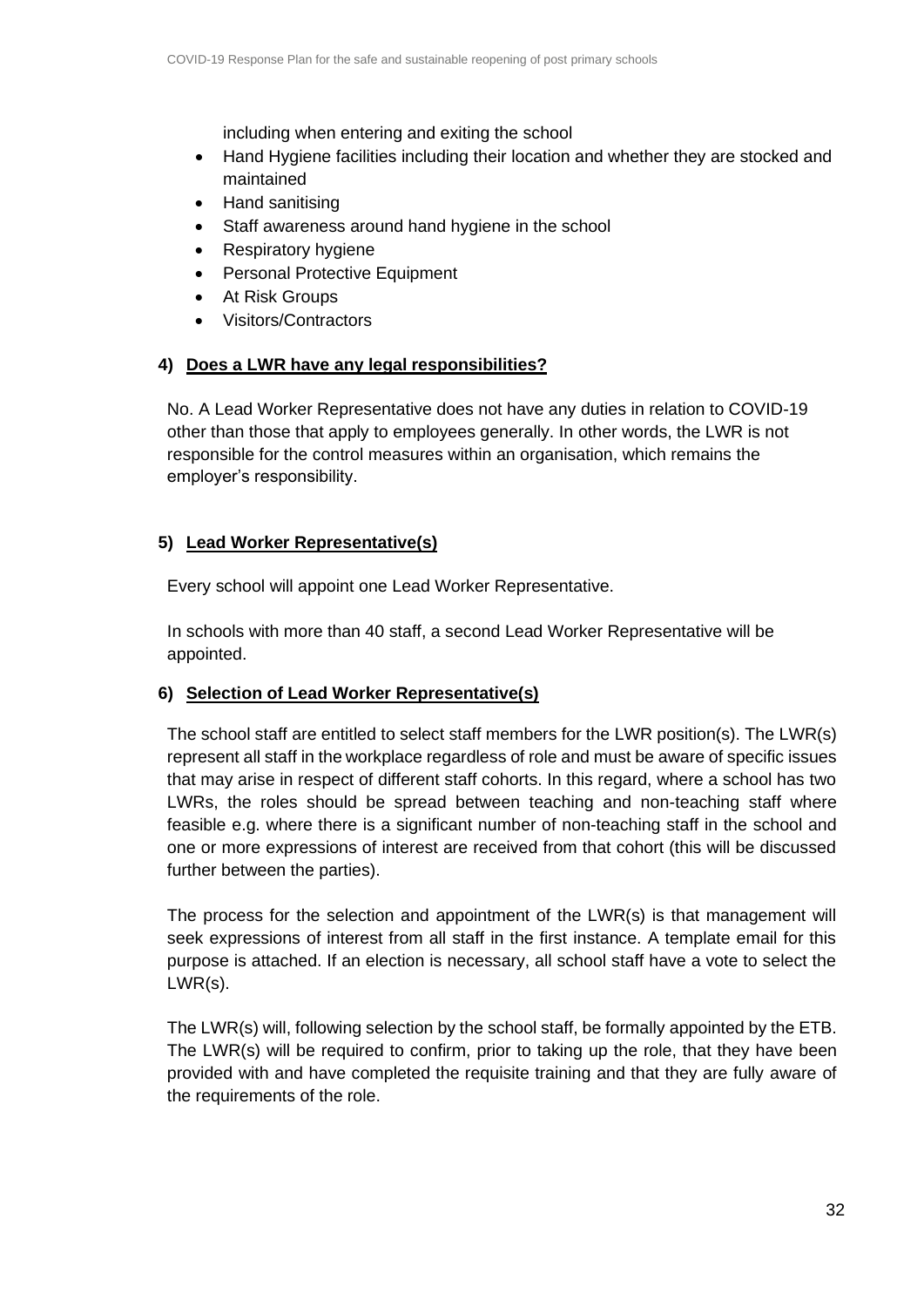including when entering and exiting the school

- Hand Hygiene facilities including their location and whether they are stocked and maintained
- Hand sanitising
- Staff awareness around hand hygiene in the school
- Respiratory hygiene
- Personal Protective Equipment
- At Risk Groups
- Visitors/Contractors

#### 4) Does a LWR have any legal responsibilities?

No. A Lead Worker Representative does not have any duties in relation to COVID-19 other than those that apply to employees generally. In other words, the LWR is not responsible for the control measures within an organisation, which remains the employer's responsibility.

#### 5) Lead Worker Representative(s)

Every school will appoint one Lead Worker Representative.

In schools with more than 40 staff, a second Lead Worker Representative will be appointed.

#### 6) Selection of Lead Worker Representative(s)

The school staff are entitled to select staff members for the LWR position(s). The LWR(s) represent all staff in the workplace regardless of role and must be aware of specific issues that may arise in respect of different staff cohorts. In this regard, where a school has two LWRs, the roles should be spread between teaching and non-teaching staff where feasible e.g. where there is a significant number of non-teaching staff in the school and one or more expressions of interest are received from that cohort (this will be discussed further between the parties).

The process for the selection and appointment of the LWR(s) is that management will seek expressions of interest from all staff in the first instance. A template email for this purpose is attached. If an election is necessary, all school staff have a vote to select the LWR(s).

The LWR(s) will, following selection by the school staff, be formally appointed by the ETB. The LWR(s) will be required to confirm, prior to taking up the role, that they have been provided with and have completed the requisite training and that they are fully aware of the requirements of the role.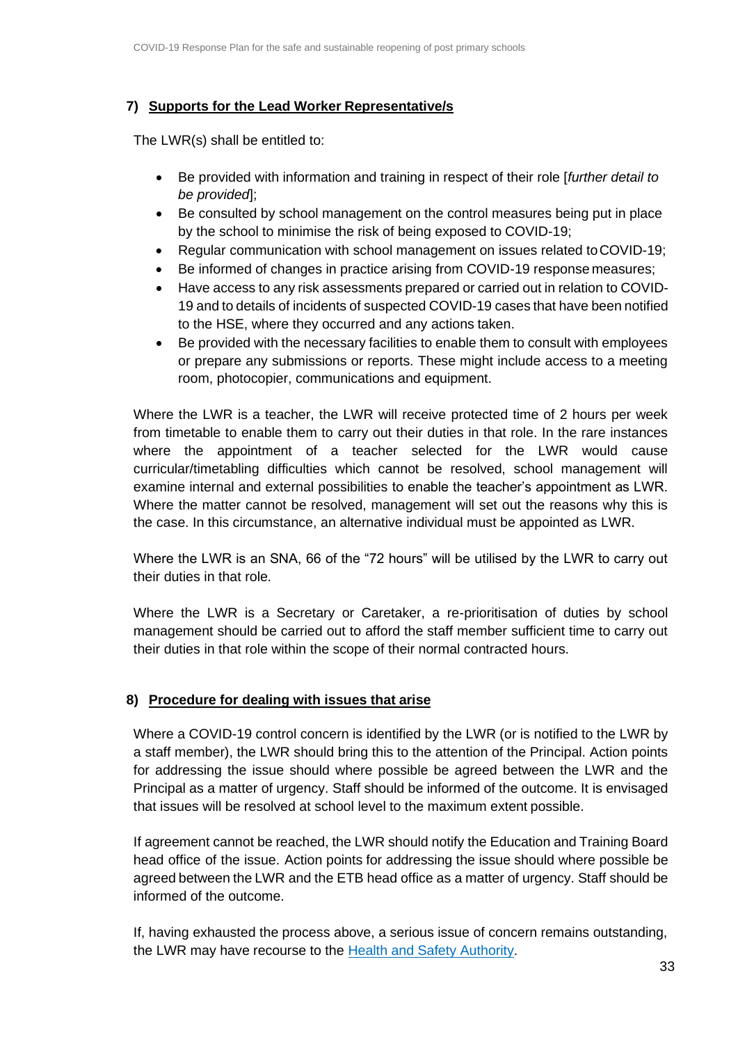### 7) Supports for the Lead Worker Representative/s

The LWR(s) shall be entitled to:

- Be provided with information and training in respect of their role [*further detail to be provided*];
- Be consulted by school management on the control measures being put in place by the school to minimise the risk of being exposed to COVID-19;
- Regular communication with school management on issues related to COVID-19;
- Be informed of changes in practice arising from COVID-19 response measures;
- Have access to any risk assessments prepared or carried out in relation to COVID-19 and to details of incidents of suspected COVID-19 cases that have been notified to the HSE, where they occurred and any actions taken.
- Be provided with the necessary facilities to enable them to consult with employees or prepare any submissions or reports. These might include access to a meeting room, photocopier, communications and equipment.

Where the LWR is a teacher, the LWR will receive protected time of 2 hours per week from timetable to enable them to carry out their duties in that role. In the rare instances where the appointment of a teacher selected for the LWR would cause curricular/timetabling difficulties which cannot be resolved, school management will examine internal and external possibilities to enable the teacher's appointment as LWR. Where the matter cannot be resolved, management will set out the reasons why this is the case. In this circumstance, an alternative individual must be appointed as LWR.

Where the LWR is an SNA, 66 of the "72 hours" will be utilised by the LWR to carry out their duties in that role.

Where the LWR is a Secretary or Caretaker, a re-prioritisation of duties by school management should be carried out to afford the staff member sufficient time to carry out their duties in that role within the scope of their normal contracted hours.

### 8) Procedure for dealing with issues that arise

Where a COVID-19 control concern is identified by the LWR (or is notified to the LWR by a staff member), the LWR should bring this to the attention of the Principal. Action points for addressing the issue should where possible be agreed between the LWR and the Principal as a matter of urgency. Staff should be informed of the outcome. It is envisaged that issues will be resolved at school level to the maximum extent possible.

If agreement cannot be reached, the LWR should notify the Education and Training Board head office of the issue. Action points for addressing the issue should where possible be agreed between the LWR and the ETB head office as a matter of urgency. Staff should be informed of the outcome.

If, having exhausted the process above, a serious issue of concern remains outstanding, the LWR may have recourse to the Health and Safety Authority.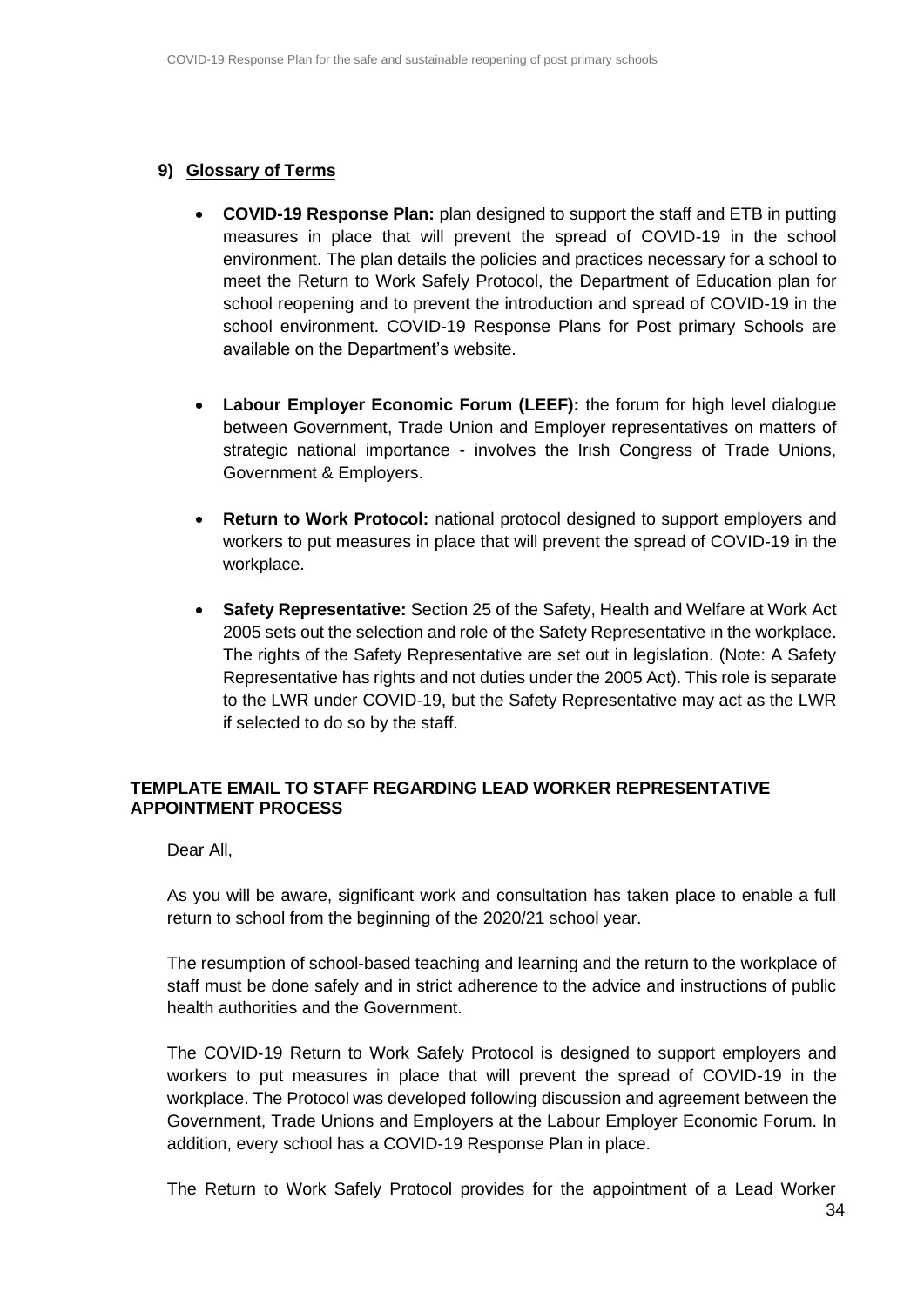## 9) Glossary of Terms

- **COVID-19 Response Plan:** plan designed to support the staff and ETB in putting measures in place that will prevent the spread of COVID-19 in the school environment. The plan details the policies and practices necessary for a school to meet the Return to Work Safely Protocol, the Department of Education plan for school reopening and to prevent the introduction and spread of COVID-19 in the school environment. COVID-19 Response Plans for Post primary Schools are available on the Department's website.

- **Labour Employer Economic Forum (LEEF):** the forum for high level dialogue between Government, Trade Union and Employer representatives on matters of strategic national importance - involves the Irish Congress of Trade Unions, Government & Employers.

- **Return to Work Protocol:** national protocol designed to support employers and workers to put measures in place that will prevent the spread of COVID-19 in the workplace.

- **Safety Representative:** Section 25 of the Safety, Health and Welfare at Work Act 2005 sets out the selection and role of the Safety Representative in the workplace. The rights of the Safety Representative are set out in legislation. (Note: A Safety Representative has rights and not duties under the 2005 Act). This role is separate to the LWR under COVID-19, but the Safety Representative may act as the LWR if selected to do so by the staff.

**TEMPLATE EMAIL TO STAFF REGARDING LEAD WORKER REPRESENTATIVE APPOINTMENT PROCESS**

Dear All,

As you will be aware, significant work and consultation has taken place to enable a full return to school from the beginning of the 2020/21 school year.

The resumption of school-based teaching and learning and the return to the workplace of staff must be done safely and in strict adherence to the advice and instructions of public health authorities and the Government.

The COVID-19 Return to Work Safely Protocol is designed to support employers and workers to put measures in place that will prevent the spread of COVID-19 in the workplace. The Protocol was developed following discussion and agreement between the Government, Trade Unions and Employers at the Labour Employer Economic Forum. In addition, every school has a COVID-19 Response Plan in place.

The Return to Work Safely Protocol provides for the appointment of a Lead Worker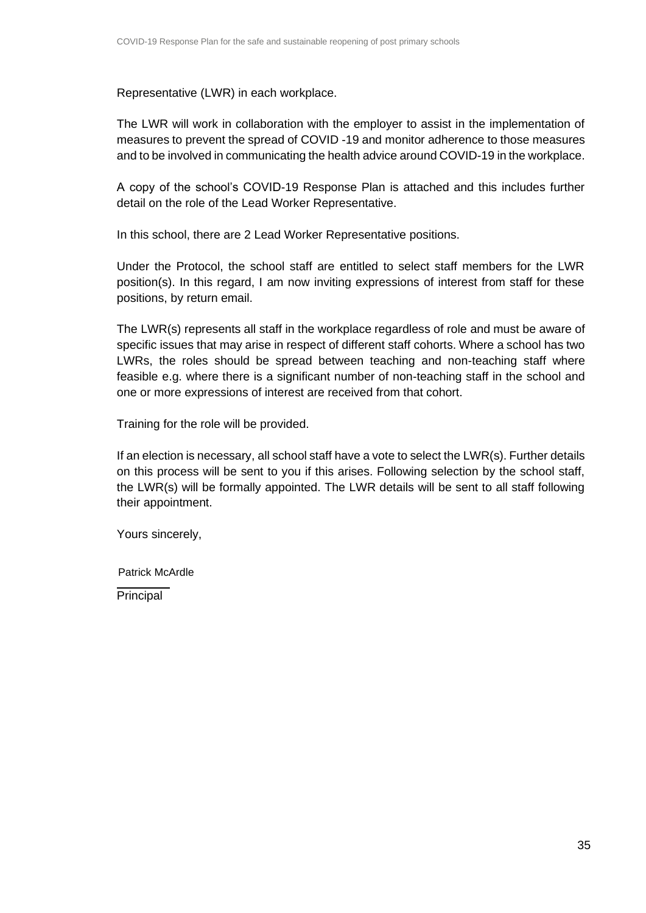Representative (LWR) in each workplace.

The LWR will work in collaboration with the employer to assist in the implementation of measures to prevent the spread of COVID -19 and monitor adherence to those measures and to be involved in communicating the health advice around COVID-19 in the workplace.

A copy of the school's COVID-19 Response Plan is attached and this includes further detail on the role of the Lead Worker Representative.

In this school, there are 2 Lead Worker Representative positions.

Under the Protocol, the school staff are entitled to select staff members for the LWR position(s). In this regard, I am now inviting expressions of interest from staff for these positions, by return email.

The LWR(s) represents all staff in the workplace regardless of role and must be aware of specific issues that may arise in respect of different staff cohorts. Where a school has two LWRs, the roles should be spread between teaching and non-teaching staff where feasible e.g. where there is a significant number of non-teaching staff in the school and one or more expressions of interest are received from that cohort.

Training for the role will be provided.

If an election is necessary, all school staff have a vote to select the LWR(s). Further details on this process will be sent to you if this arises. Following selection by the school staff, the LWR(s) will be formally appointed. The LWR details will be sent to all staff following their appointment.

Yours sincerely,

Patrick McArdle

Principal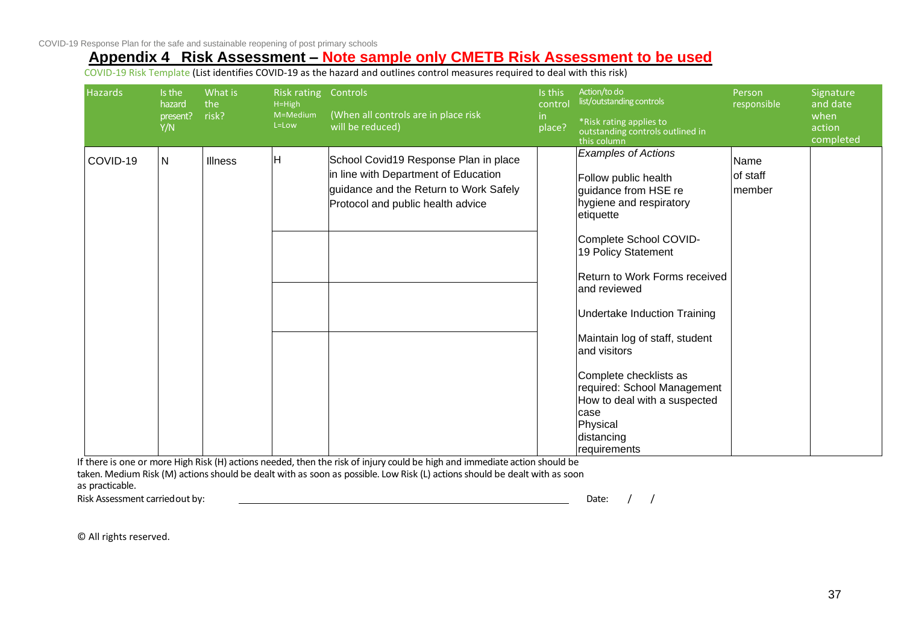## Appendix 4 Risk Assessment – Note sample only CMETB Risk Assessment to be used

COVID-19 Risk Template (List identifies COVID-19 as the hazard and outlines control measures required to deal with this risk)

| Hazards | Is the hazard present? Y/N | What is the risk? | Risk rating H=High M=Medium L=Low | Controls (When all controls are in place risk will be reduced) | Is this control in place? | Action/to do list/outstanding controls *Risk rating applies to outstanding controls outlined in this column | Person responsible | Signature and date when action completed |
|---|---|---|---|---|---|---|---|---|
| COVID-19 | N | Illness | H | School Covid19 Response Plan in place in line with Department of Education guidance and the Return to Work Safely Protocol and public health advice | | *Examples of Actions*<br><br>Follow public health guidance from HSE re hygiene and respiratory etiquette<br><br>Complete School COVID-19 Policy Statement<br><br>Return to Work Forms received and reviewed<br><br>Undertake Induction Training<br><br>Maintain log of staff, student and visitors<br><br>Complete checklists as required: School Management How to deal with a suspected case Physical distancing requirements | Name of staff member | |
| | | | | | | | | |
| | | | | | | | | |
| | | | | | | | | |

If there is one or more High Risk (H) actions needed, then the risk of injury could be high and immediate action should be taken. Medium Risk (M) actions should be dealt with as soon as possible. Low Risk (L) actions should be dealt with as soon as practicable.

Risk Assessment carried out by: \_\_\_\_\_\_\_\_\_\_\_\_\_\_\_\_\_\_\_\_\_\_\_\_\_\_\_\_\_\_\_\_ Date: / /

© All rights reserved.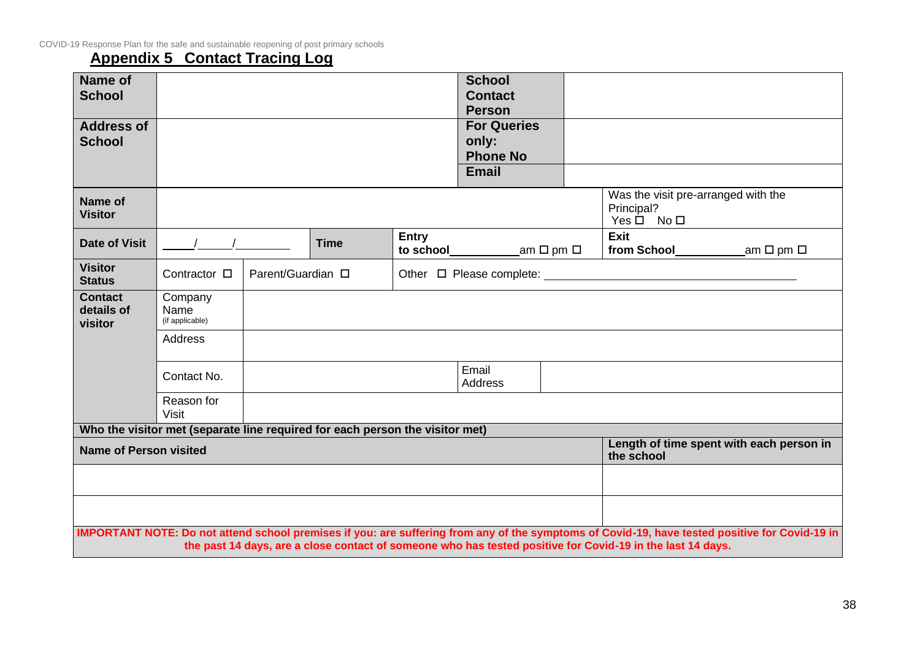## Appendix 5 Contact Tracing Log

| | | | |
|---|---|---|---|
| **Name of School** | | **School Contact Person** | |
| **Address of School** | | **For Queries only: Phone No** | |
| | | **Email** | |

| | | | | | |
|---|---|---|---|---|---|
| **Name of Visitor** | | | | | Was the visit pre-arranged with the Principal? Yes ☐ No ☐ |
| **Date of Visit** | ____/____/______ | | **Time** | **Entry to school**__________am ☐ pm ☐ | **Exit from School**__________am ☐ pm ☐ |
| **Visitor Status** | Contractor ☐ | Parent/Guardian ☐ | | Other ☐ Please complete: ______________________ | |
| **Contact details of visitor** | Company Name (if applicable) | | | | |
| | Address | | | | |
| | Contact No. | | | Email Address | |
| | Reason for Visit | | | | |

**Who the visitor met (separate line required for each person the visitor met)**

| **Name of Person visited** | **Length of time spent with each person in the school** |
|---|---|
| | |
| | |

**IMPORTANT NOTE: Do not attend school premises if you: are suffering from any of the symptoms of Covid-19, have tested positive for Covid-19 in the past 14 days, are a close contact of someone who has tested positive for Covid-19 in the last 14 days.**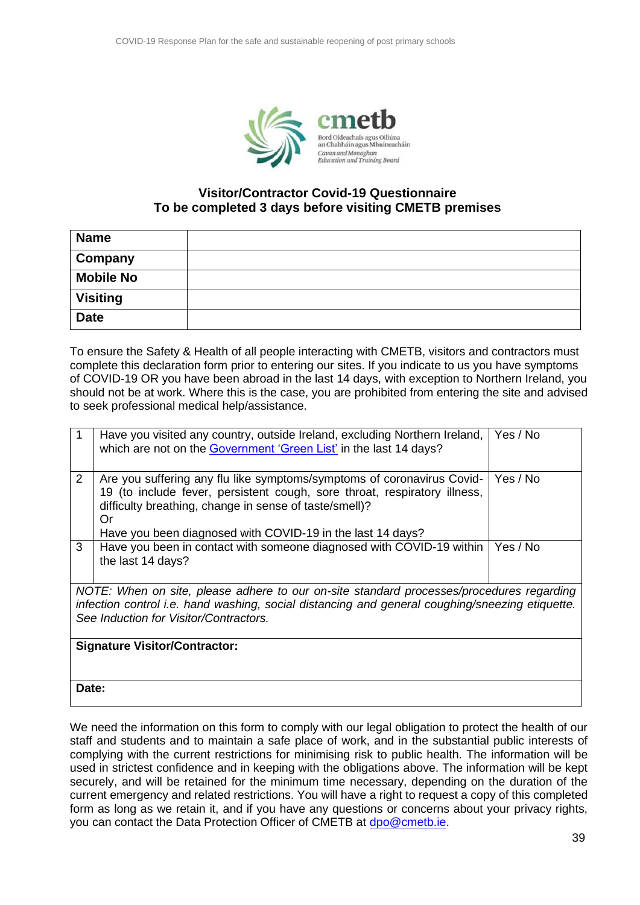**Visitor/Contractor Covid-19 Questionnaire**
**To be completed 3 days before visiting CMETB premises**

| **Name** | |
|---|---|
| **Company** | |
| **Mobile No** | |
| **Visiting** | |
| **Date** | |

To ensure the Safety & Health of all people interacting with CMETB, visitors and contractors must complete this declaration form prior to entering our sites. If you indicate to us you have symptoms of COVID-19 OR you have been abroad in the last 14 days, with exception to Northern Ireland, you should not be at work. Where this is the case, you are prohibited from entering the site and advised to seek professional medical help/assistance.

| | | |
|---|---|---|
| 1 | Have you visited any country, outside Ireland, excluding Northern Ireland, which are not on the Government 'Green List' in the last 14 days? | Yes / No |
| 2 | Are you suffering any flu like symptoms/symptoms of coronavirus Covid-19 (to include fever, persistent cough, sore throat, respiratory illness, difficulty breathing, change in sense of taste/smell)? Or Have you been diagnosed with COVID-19 in the last 14 days? | Yes / No |
| 3 | Have you been in contact with someone diagnosed with COVID-19 within the last 14 days? | Yes / No |

*NOTE: When on site, please adhere to our on-site standard processes/procedures regarding infection control i.e. hand washing, social distancing and general coughing/sneezing etiquette. See Induction for Visitor/Contractors.*

**Signature Visitor/Contractor:**

**Date:**

We need the information on this form to comply with our legal obligation to protect the health of our staff and students and to maintain a safe place of work, and in the substantial public interests of complying with the current restrictions for minimising risk to public health. The information will be used in strictest confidence and in keeping with the obligations above. The information will be kept securely, and will be retained for the minimum time necessary, depending on the duration of the current emergency and related restrictions. You will have a right to request a copy of this completed form as long as we retain it, and if you have any questions or concerns about your privacy rights, you can contact the Data Protection Officer of CMETB at dpo@cmetb.ie.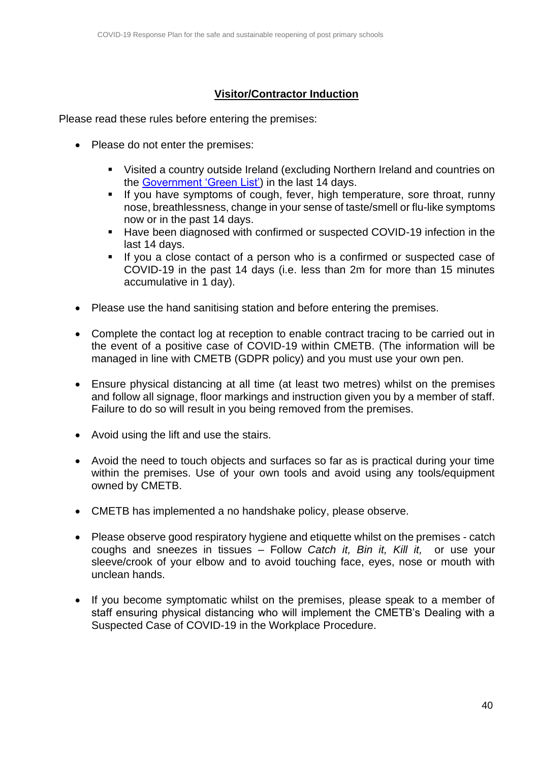## <u>Visitor/Contractor Induction</u>

Please read these rules before entering the premises:

- Please do not enter the premises:
  - Visited a country outside Ireland (excluding Northern Ireland and countries on the [Government 'Green List']) in the last 14 days.
  - If you have symptoms of cough, fever, high temperature, sore throat, runny nose, breathlessness, change in your sense of taste/smell or flu-like symptoms now or in the past 14 days.
  - Have been diagnosed with confirmed or suspected COVID-19 infection in the last 14 days.
  - If you a close contact of a person who is a confirmed or suspected case of COVID-19 in the past 14 days (i.e. less than 2m for more than 15 minutes accumulative in 1 day).
- Please use the hand sanitising station and before entering the premises.
- Complete the contact log at reception to enable contract tracing to be carried out in the event of a positive case of COVID-19 within CMETB. (The information will be managed in line with CMETB (GDPR policy) and you must use your own pen.
- Ensure physical distancing at all time (at least two metres) whilst on the premises and follow all signage, floor markings and instruction given you by a member of staff. Failure to do so will result in you being removed from the premises.
- Avoid using the lift and use the stairs.
- Avoid the need to touch objects and surfaces so far as is practical during your time within the premises. Use of your own tools and avoid using any tools/equipment owned by CMETB.
- CMETB has implemented a no handshake policy, please observe.
- Please observe good respiratory hygiene and etiquette whilst on the premises - catch coughs and sneezes in tissues – Follow *Catch it, Bin it, Kill it,* or use your sleeve/crook of your elbow and to avoid touching face, eyes, nose or mouth with unclean hands.
- If you become symptomatic whilst on the premises, please speak to a member of staff ensuring physical distancing who will implement the CMETB's Dealing with a Suspected Case of COVID-19 in the Workplace Procedure.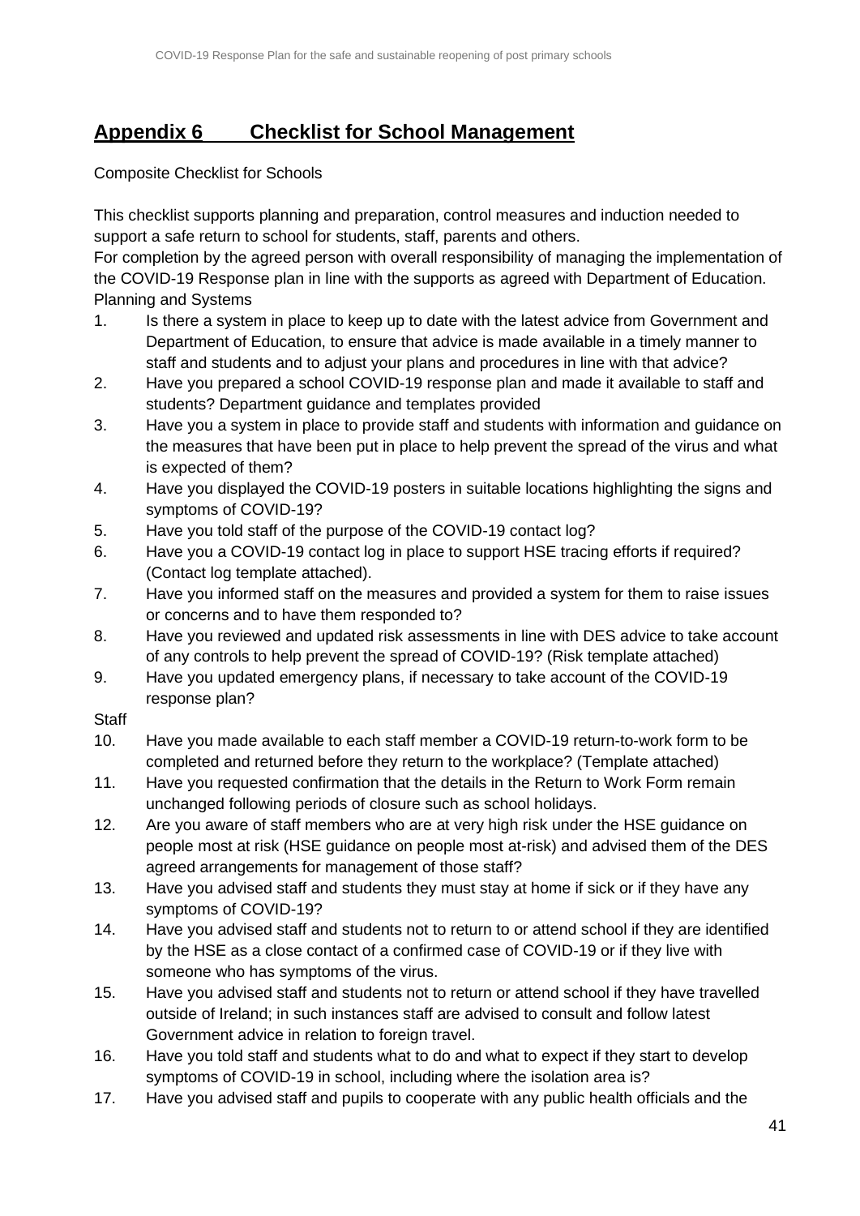## Appendix 6 Checklist for School Management

Composite Checklist for Schools

This checklist supports planning and preparation, control measures and induction needed to support a safe return to school for students, staff, parents and others.
For completion by the agreed person with overall responsibility of managing the implementation of the COVID-19 Response plan in line with the supports as agreed with Department of Education.
Planning and Systems

1. Is there a system in place to keep up to date with the latest advice from Government and Department of Education, to ensure that advice is made available in a timely manner to staff and students and to adjust your plans and procedures in line with that advice?
2. Have you prepared a school COVID-19 response plan and made it available to staff and students? Department guidance and templates provided
3. Have you a system in place to provide staff and students with information and guidance on the measures that have been put in place to help prevent the spread of the virus and what is expected of them?
4. Have you displayed the COVID-19 posters in suitable locations highlighting the signs and symptoms of COVID-19?
5. Have you told staff of the purpose of the COVID-19 contact log?
6. Have you a COVID-19 contact log in place to support HSE tracing efforts if required? (Contact log template attached).
7. Have you informed staff on the measures and provided a system for them to raise issues or concerns and to have them responded to?
8. Have you reviewed and updated risk assessments in line with DES advice to take account of any controls to help prevent the spread of COVID-19? (Risk template attached)
9. Have you updated emergency plans, if necessary to take account of the COVID-19 response plan?

Staff

10. Have you made available to each staff member a COVID-19 return-to-work form to be completed and returned before they return to the workplace? (Template attached)
11. Have you requested confirmation that the details in the Return to Work Form remain unchanged following periods of closure such as school holidays.
12. Are you aware of staff members who are at very high risk under the HSE guidance on people most at risk (HSE guidance on people most at-risk) and advised them of the DES agreed arrangements for management of those staff?
13. Have you advised staff and students they must stay at home if sick or if they have any symptoms of COVID-19?
14. Have you advised staff and students not to return to or attend school if they are identified by the HSE as a close contact of a confirmed case of COVID-19 or if they live with someone who has symptoms of the virus.
15. Have you advised staff and students not to return or attend school if they have travelled outside of Ireland; in such instances staff are advised to consult and follow latest Government advice in relation to foreign travel.
16. Have you told staff and students what to do and what to expect if they start to develop symptoms of COVID-19 in school, including where the isolation area is?
17. Have you advised staff and pupils to cooperate with any public health officials and the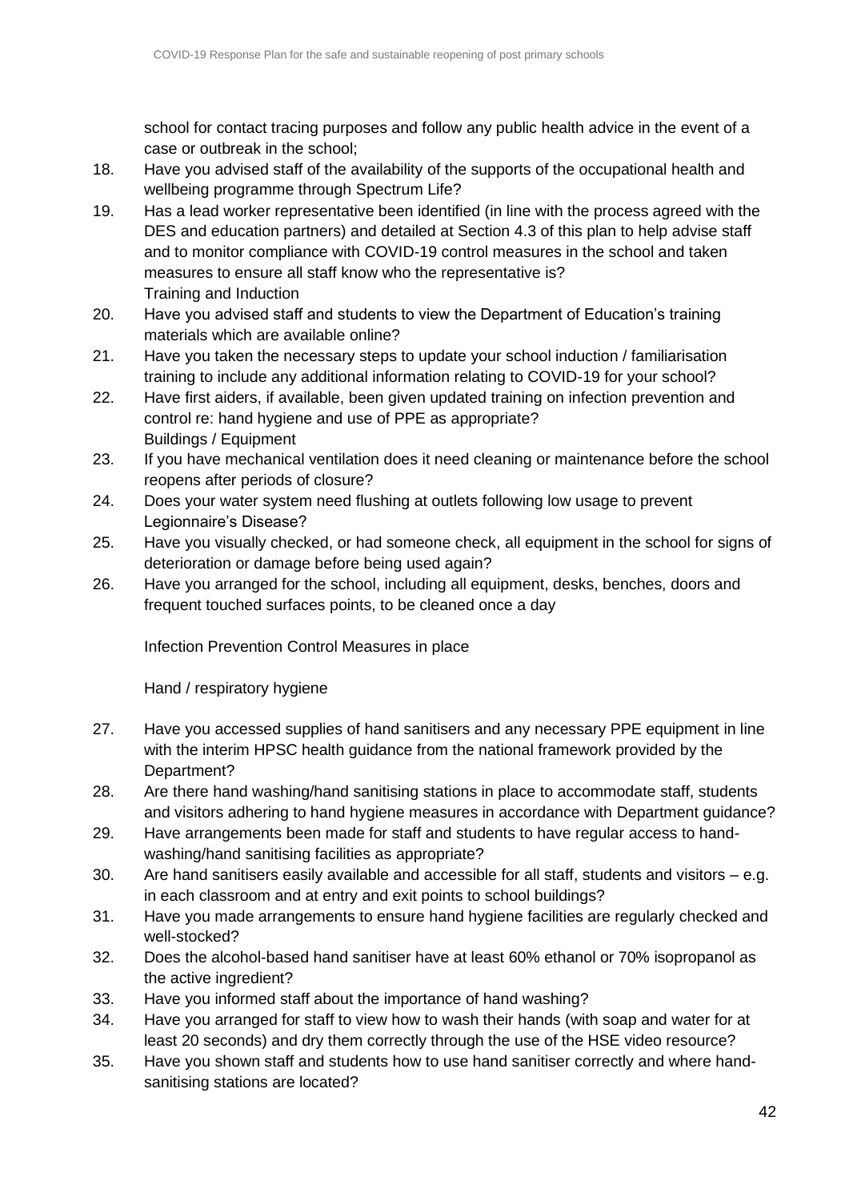school for contact tracing purposes and follow any public health advice in the event of a case or outbreak in the school;

18. Have you advised staff of the availability of the supports of the occupational health and wellbeing programme through Spectrum Life?
19. Has a lead worker representative been identified (in line with the process agreed with the DES and education partners) and detailed at Section 4.3 of this plan to help advise staff and to monitor compliance with COVID-19 control measures in the school and taken measures to ensure all staff know who the representative is?

Training and Induction

20. Have you advised staff and students to view the Department of Education's training materials which are available online?
21. Have you taken the necessary steps to update your school induction / familiarisation training to include any additional information relating to COVID-19 for your school?
22. Have first aiders, if available, been given updated training on infection prevention and control re: hand hygiene and use of PPE as appropriate?

Buildings / Equipment

23. If you have mechanical ventilation does it need cleaning or maintenance before the school reopens after periods of closure?
24. Does your water system need flushing at outlets following low usage to prevent Legionnaire's Disease?
25. Have you visually checked, or had someone check, all equipment in the school for signs of deterioration or damage before being used again?
26. Have you arranged for the school, including all equipment, desks, benches, doors and frequent touched surfaces points, to be cleaned once a day

Infection Prevention Control Measures in place

Hand / respiratory hygiene

27. Have you accessed supplies of hand sanitisers and any necessary PPE equipment in line with the interim HPSC health guidance from the national framework provided by the Department?
28. Are there hand washing/hand sanitising stations in place to accommodate staff, students and visitors adhering to hand hygiene measures in accordance with Department guidance?
29. Have arrangements been made for staff and students to have regular access to hand-washing/hand sanitising facilities as appropriate?
30. Are hand sanitisers easily available and accessible for all staff, students and visitors – e.g. in each classroom and at entry and exit points to school buildings?
31. Have you made arrangements to ensure hand hygiene facilities are regularly checked and well-stocked?
32. Does the alcohol-based hand sanitiser have at least 60% ethanol or 70% isopropanol as the active ingredient?
33. Have you informed staff about the importance of hand washing?
34. Have you arranged for staff to view how to wash their hands (with soap and water for at least 20 seconds) and dry them correctly through the use of the HSE video resource?
35. Have you shown staff and students how to use hand sanitiser correctly and where hand-sanitising stations are located?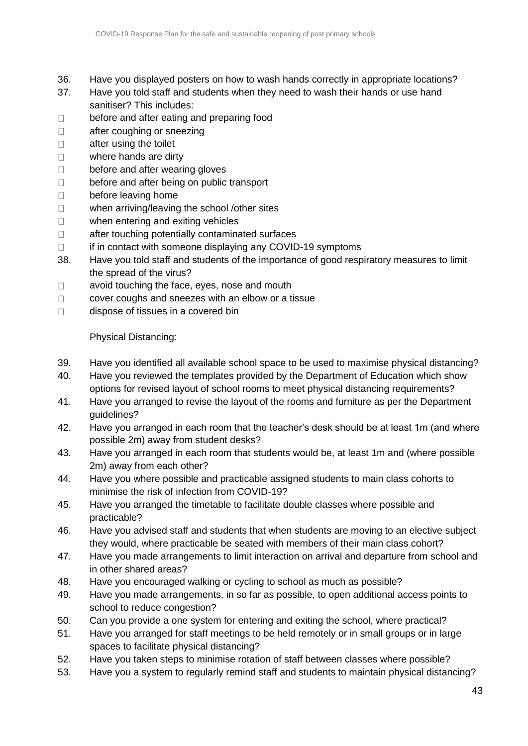36. Have you displayed posters on how to wash hands correctly in appropriate locations?
37. Have you told staff and students when they need to wash their hands or use hand sanitiser? This includes:
    - before and after eating and preparing food
    - after coughing or sneezing
    - after using the toilet
    - where hands are dirty
    - before and after wearing gloves
    - before and after being on public transport
    - before leaving home
    - when arriving/leaving the school /other sites
    - when entering and exiting vehicles
    - after touching potentially contaminated surfaces
    - if in contact with someone displaying any COVID-19 symptoms
38. Have you told staff and students of the importance of good respiratory measures to limit the spread of the virus?
    - avoid touching the face, eyes, nose and mouth
    - cover coughs and sneezes with an elbow or a tissue
    - dispose of tissues in a covered bin

Physical Distancing:

39. Have you identified all available school space to be used to maximise physical distancing?
40. Have you reviewed the templates provided by the Department of Education which show options for revised layout of school rooms to meet physical distancing requirements?
41. Have you arranged to revise the layout of the rooms and furniture as per the Department guidelines?
42. Have you arranged in each room that the teacher's desk should be at least 1m (and where possible 2m) away from student desks?
43. Have you arranged in each room that students would be, at least 1m and (where possible 2m) away from each other?
44. Have you where possible and practicable assigned students to main class cohorts to minimise the risk of infection from COVID-19?
45. Have you arranged the timetable to facilitate double classes where possible and practicable?
46. Have you advised staff and students that when students are moving to an elective subject they would, where practicable be seated with members of their main class cohort?
47. Have you made arrangements to limit interaction on arrival and departure from school and in other shared areas?
48. Have you encouraged walking or cycling to school as much as possible?
49. Have you made arrangements, in so far as possible, to open additional access points to school to reduce congestion?
50. Can you provide a one system for entering and exiting the school, where practical?
51. Have you arranged for staff meetings to be held remotely or in small groups or in large spaces to facilitate physical distancing?
52. Have you taken steps to minimise rotation of staff between classes where possible?
53. Have you a system to regularly remind staff and students to maintain physical distancing?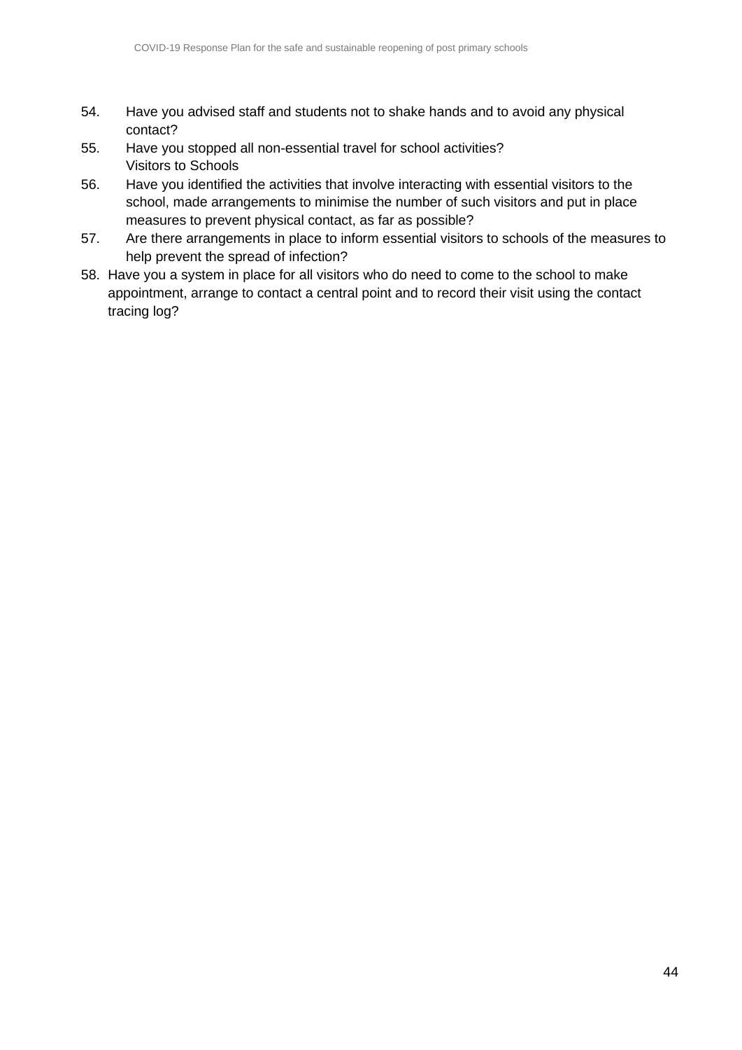54. Have you advised staff and students not to shake hands and to avoid any physical contact?
55. Have you stopped all non-essential travel for school activities?

Visitors to Schools

56. Have you identified the activities that involve interacting with essential visitors to the school, made arrangements to minimise the number of such visitors and put in place measures to prevent physical contact, as far as possible?
57. Are there arrangements in place to inform essential visitors to schools of the measures to help prevent the spread of infection?
58. Have you a system in place for all visitors who do need to come to the school to make appointment, arrange to contact a central point and to record their visit using the contact tracing log?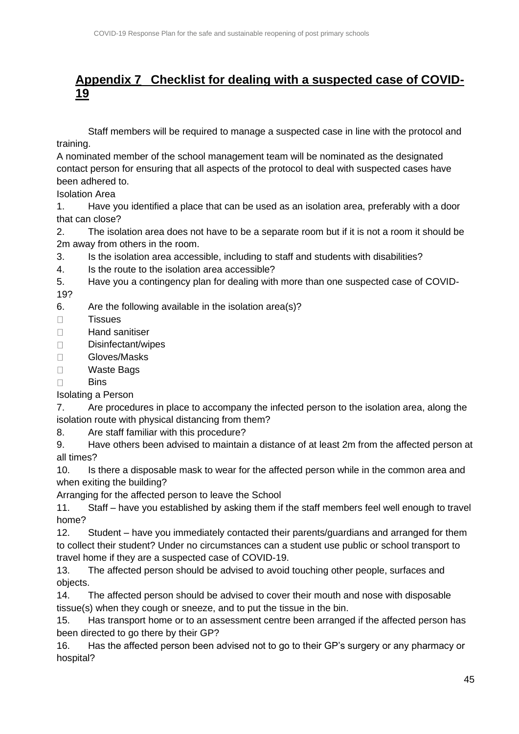## Appendix 7 Checklist for dealing with a suspected case of COVID-19

Staff members will be required to manage a suspected case in line with the protocol and training.

A nominated member of the school management team will be nominated as the designated contact person for ensuring that all aspects of the protocol to deal with suspected cases have been adhered to.

Isolation Area

1. Have you identified a place that can be used as an isolation area, preferably with a door that can close?
2. The isolation area does not have to be a separate room but if it is not a room it should be 2m away from others in the room.
3. Is the isolation area accessible, including to staff and students with disabilities?
4. Is the route to the isolation area accessible?
5. Have you a contingency plan for dealing with more than one suspected case of COVID-19?
6. Are the following available in the isolation area(s)?

- Tissues
- Hand sanitiser
- Disinfectant/wipes
- Gloves/Masks
- Waste Bags
- Bins

Isolating a Person

7. Are procedures in place to accompany the infected person to the isolation area, along the isolation route with physical distancing from them?
8. Are staff familiar with this procedure?
9. Have others been advised to maintain a distance of at least 2m from the affected person at all times?
10. Is there a disposable mask to wear for the affected person while in the common area and when exiting the building?

Arranging for the affected person to leave the School

11. Staff – have you established by asking them if the staff members feel well enough to travel home?
12. Student – have you immediately contacted their parents/guardians and arranged for them to collect their student? Under no circumstances can a student use public or school transport to travel home if they are a suspected case of COVID-19.
13. The affected person should be advised to avoid touching other people, surfaces and objects.
14. The affected person should be advised to cover their mouth and nose with disposable tissue(s) when they cough or sneeze, and to put the tissue in the bin.
15. Has transport home or to an assessment centre been arranged if the affected person has been directed to go there by their GP?
16. Has the affected person been advised not to go to their GP's surgery or any pharmacy or hospital?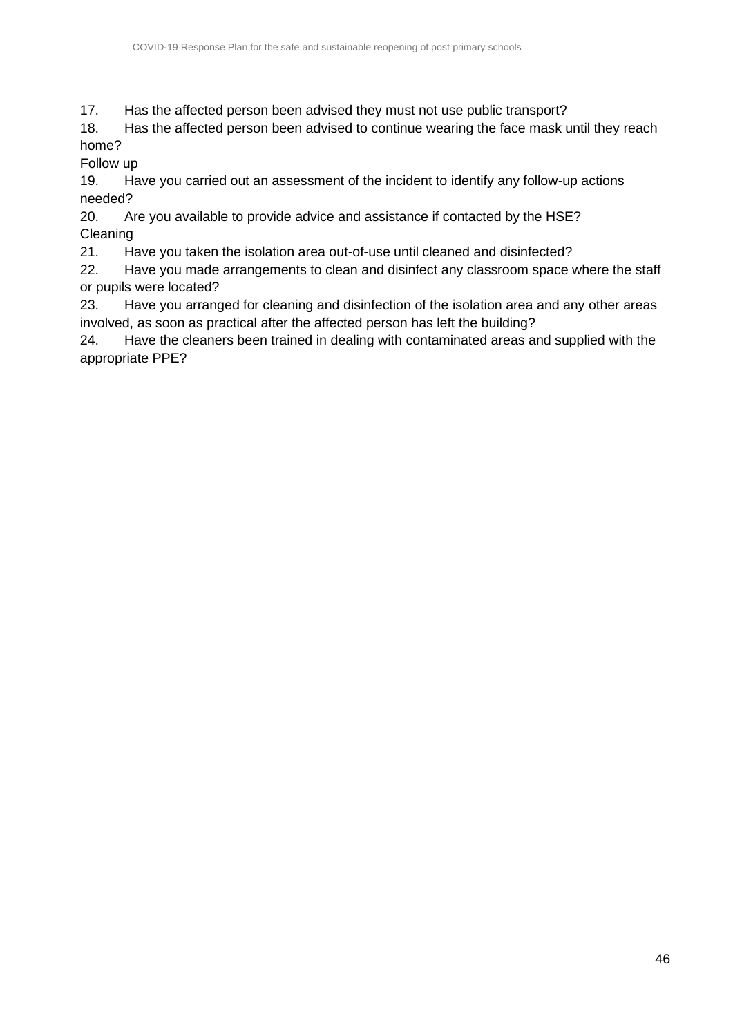17. Has the affected person been advised they must not use public transport?
18. Has the affected person been advised to continue wearing the face mask until they reach home?

Follow up

19. Have you carried out an assessment of the incident to identify any follow-up actions needed?
20. Are you available to provide advice and assistance if contacted by the HSE?

Cleaning

21. Have you taken the isolation area out-of-use until cleaned and disinfected?
22. Have you made arrangements to clean and disinfect any classroom space where the staff or pupils were located?
23. Have you arranged for cleaning and disinfection of the isolation area and any other areas involved, as soon as practical after the affected person has left the building?
24. Have the cleaners been trained in dealing with contaminated areas and supplied with the appropriate PPE?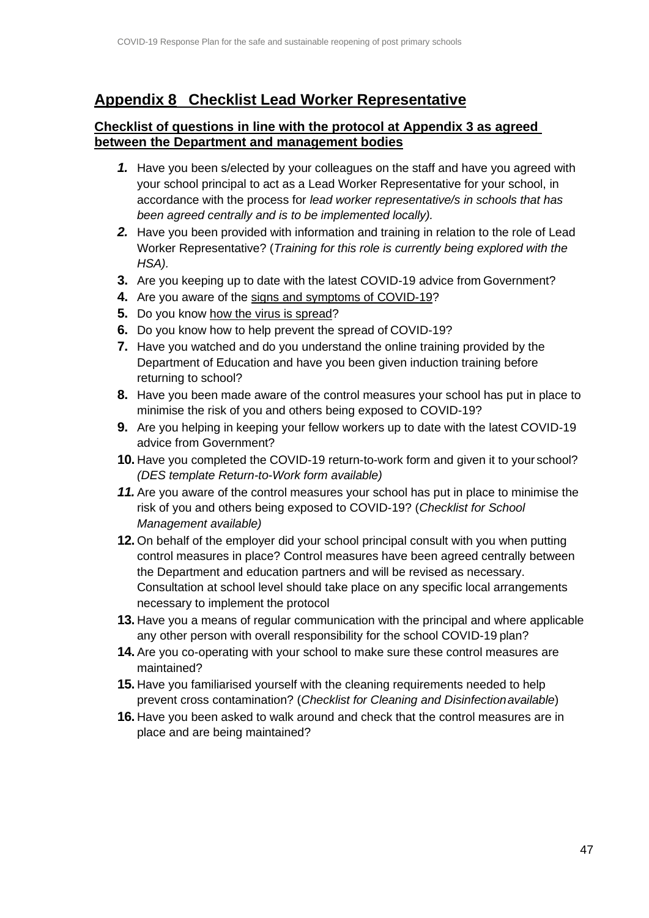## Appendix 8 Checklist Lead Worker Representative

**Checklist of questions in line with the protocol at Appendix 3 as agreed between the Department and management bodies**

1. Have you been s/elected by your colleagues on the staff and have you agreed with your school principal to act as a Lead Worker Representative for your school, in accordance with the process for *lead worker representative/s in schools that has been agreed centrally and is to be implemented locally).*
2. Have you been provided with information and training in relation to the role of Lead Worker Representative? (*Training for this role is currently being explored with the HSA).*
3. Are you keeping up to date with the latest COVID-19 advice from Government?
4. Are you aware of the signs and symptoms of COVID-19?
5. Do you know how the virus is spread?
6. Do you know how to help prevent the spread of COVID-19?
7. Have you watched and do you understand the online training provided by the Department of Education and have you been given induction training before returning to school?
8. Have you been made aware of the control measures your school has put in place to minimise the risk of you and others being exposed to COVID-19?
9. Are you helping in keeping your fellow workers up to date with the latest COVID-19 advice from Government?
10. Have you completed the COVID-19 return-to-work form and given it to your school? *(DES template Return-to-Work form available)*
11. Are you aware of the control measures your school has put in place to minimise the risk of you and others being exposed to COVID-19? (*Checklist for School Management available)*
12. On behalf of the employer did your school principal consult with you when putting control measures in place? Control measures have been agreed centrally between the Department and education partners and will be revised as necessary. Consultation at school level should take place on any specific local arrangements necessary to implement the protocol
13. Have you a means of regular communication with the principal and where applicable any other person with overall responsibility for the school COVID-19 plan?
14. Are you co-operating with your school to make sure these control measures are maintained?
15. Have you familiarised yourself with the cleaning requirements needed to help prevent cross contamination? (*Checklist for Cleaning and Disinfection available*)
16. Have you been asked to walk around and check that the control measures are in place and are being maintained?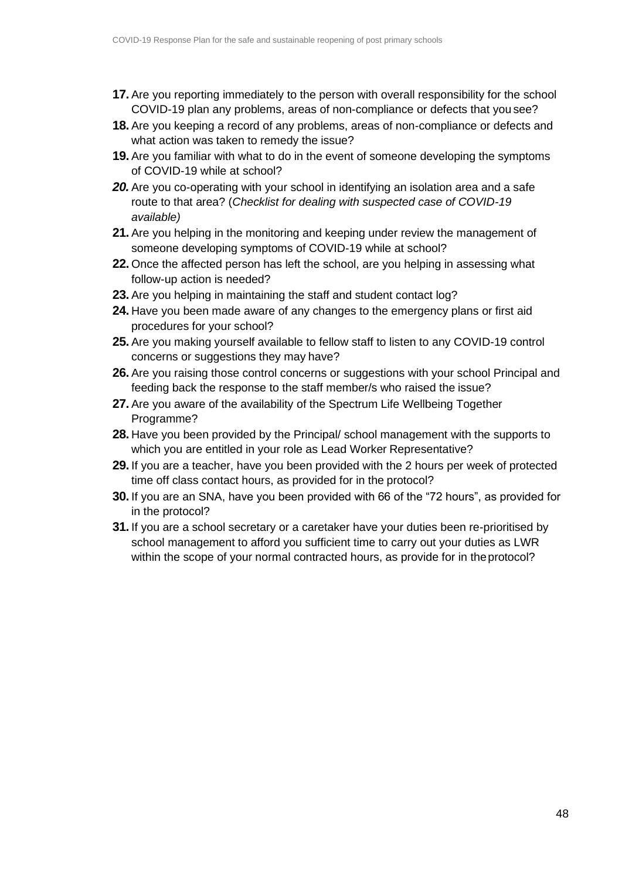**17.** Are you reporting immediately to the person with overall responsibility for the school COVID-19 plan any problems, areas of non-compliance or defects that you see?

**18.** Are you keeping a record of any problems, areas of non-compliance or defects and what action was taken to remedy the issue?

**19.** Are you familiar with what to do in the event of someone developing the symptoms of COVID-19 while at school?

***20.*** Are you co-operating with your school in identifying an isolation area and a safe route to that area? (*Checklist for dealing with suspected case of COVID-19 available)*

**21.** Are you helping in the monitoring and keeping under review the management of someone developing symptoms of COVID-19 while at school?

**22.** Once the affected person has left the school, are you helping in assessing what follow-up action is needed?

**23.** Are you helping in maintaining the staff and student contact log?

**24.** Have you been made aware of any changes to the emergency plans or first aid procedures for your school?

**25.** Are you making yourself available to fellow staff to listen to any COVID-19 control concerns or suggestions they may have?

**26.** Are you raising those control concerns or suggestions with your school Principal and feeding back the response to the staff member/s who raised the issue?

**27.** Are you aware of the availability of the Spectrum Life Wellbeing Together Programme?

**28.** Have you been provided by the Principal/ school management with the supports to which you are entitled in your role as Lead Worker Representative?

**29.** If you are a teacher, have you been provided with the 2 hours per week of protected time off class contact hours, as provided for in the protocol?

**30.** If you are an SNA, have you been provided with 66 of the "72 hours", as provided for in the protocol?

**31.** If you are a school secretary or a caretaker have your duties been re-prioritised by school management to afford you sufficient time to carry out your duties as LWR within the scope of your normal contracted hours, as provide for in the protocol?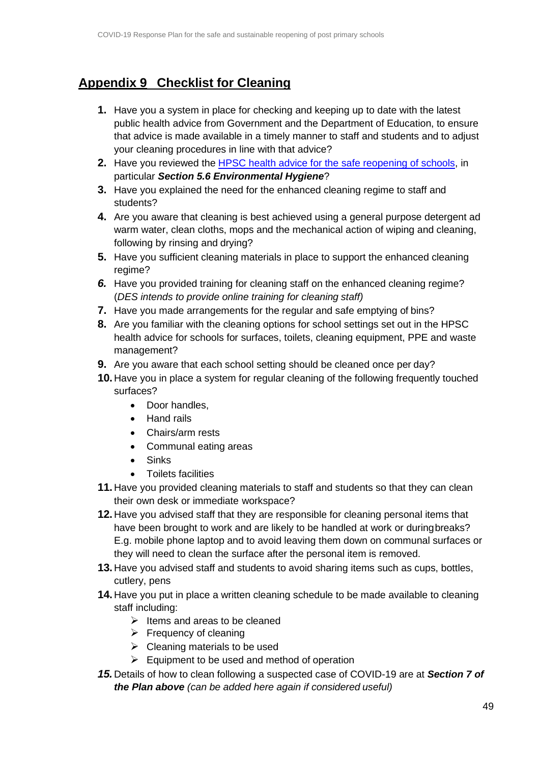## Appendix 9   Checklist for Cleaning

1. Have you a system in place for checking and keeping up to date with the latest public health advice from Government and the Department of Education, to ensure that advice is made available in a timely manner to staff and students and to adjust your cleaning procedures in line with that advice?
2. Have you reviewed the [HPSC health advice for the safe reopening of schools](), in particular ***Section 5.6 Environmental Hygiene***?
3. Have you explained the need for the enhanced cleaning regime to staff and students?
4. Are you aware that cleaning is best achieved using a general purpose detergent ad warm water, clean cloths, mops and the mechanical action of wiping and cleaning, following by rinsing and drying?
5. Have you sufficient cleaning materials in place to support the enhanced cleaning regime?
6. Have you provided training for cleaning staff on the enhanced cleaning regime? (*DES intends to provide online training for cleaning staff)*
7. Have you made arrangements for the regular and safe emptying of bins?
8. Are you familiar with the cleaning options for school settings set out in the HPSC health advice for schools for surfaces, toilets, cleaning equipment, PPE and waste management?
9. Are you aware that each school setting should be cleaned once per day?
10. Have you in place a system for regular cleaning of the following frequently touched surfaces?
    - Door handles,
    - Hand rails
    - Chairs/arm rests
    - Communal eating areas
    - Sinks
    - Toilets facilities
11. Have you provided cleaning materials to staff and students so that they can clean their own desk or immediate workspace?
12. Have you advised staff that they are responsible for cleaning personal items that have been brought to work and are likely to be handled at work or during breaks? E.g. mobile phone laptop and to avoid leaving them down on communal surfaces or they will need to clean the surface after the personal item is removed.
13. Have you advised staff and students to avoid sharing items such as cups, bottles, cutlery, pens
14. Have you put in place a written cleaning schedule to be made available to cleaning staff including:
    - Items and areas to be cleaned
    - Frequency of cleaning
    - Cleaning materials to be used
    - Equipment to be used and method of operation
15. Details of how to clean following a suspected case of COVID-19 are at ***Section 7 of the Plan above*** *(can be added here again if considered useful)*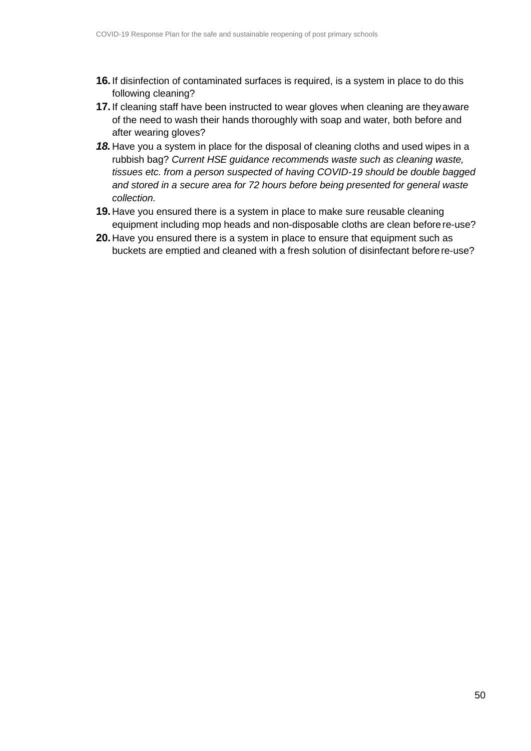**16.** If disinfection of contaminated surfaces is required, is a system in place to do this following cleaning?

**17.** If cleaning staff have been instructed to wear gloves when cleaning are they aware of the need to wash their hands thoroughly with soap and water, both before and after wearing gloves?

***18.*** Have you a system in place for the disposal of cleaning cloths and used wipes in a rubbish bag? *Current HSE guidance recommends waste such as cleaning waste, tissues etc. from a person suspected of having COVID-19 should be double bagged and stored in a secure area for 72 hours before being presented for general waste collection.*

**19.** Have you ensured there is a system in place to make sure reusable cleaning equipment including mop heads and non-disposable cloths are clean before re-use?

**20.** Have you ensured there is a system in place to ensure that equipment such as buckets are emptied and cleaned with a fresh solution of disinfectant before re-use?